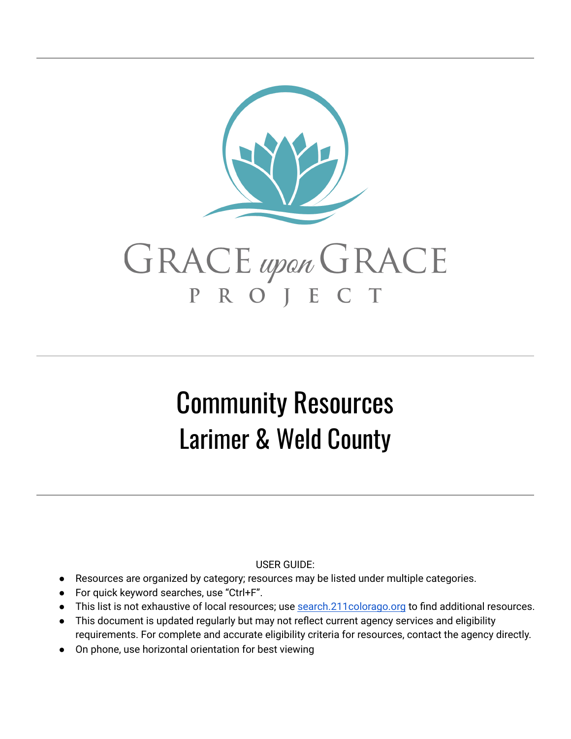GRACE *upon* GRACE
PROJECT

# Community Resources
## Larimer & Weld County

USER GUIDE:

- Resources are organized by category; resources may be listed under multiple categories.
- For quick keyword searches, use "Ctrl+F".
- This list is not exhaustive of local resources; use [search.211colorago.org](search.211colorago.org) to find additional resources.
- This document is updated regularly but may not reflect current agency services and eligibility requirements. For complete and accurate eligibility criteria for resources, contact the agency directly.
- On phone, use horizontal orientation for best viewing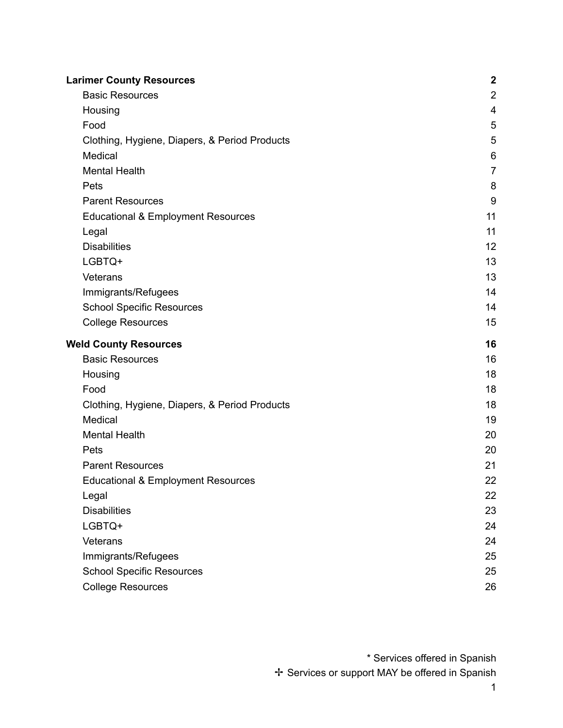**Larimer County Resources** 2

- Basic Resources 2
- Housing 4
- Food 5
- Clothing, Hygiene, Diapers, & Period Products 5
- Medical 6
- Mental Health 7
- Pets 8
- Parent Resources 9
- Educational & Employment Resources 11
- Legal 11
- Disabilities 12
- LGBTQ+ 13
- Veterans 13
- Immigrants/Refugees 14
- School Specific Resources 14
- College Resources 15

**Weld County Resources** 16

- Basic Resources 16
- Housing 18
- Food 18
- Clothing, Hygiene, Diapers, & Period Products 18
- Medical 19
- Mental Health 20
- Pets 20
- Parent Resources 21
- Educational & Employment Resources 22
- Legal 22
- Disabilities 23
- LGBTQ+ 24
- Veterans 24
- Immigrants/Refugees 25
- School Specific Resources 25
- College Resources 26

\* Services offered in Spanish
✢ Services or support MAY be offered in Spanish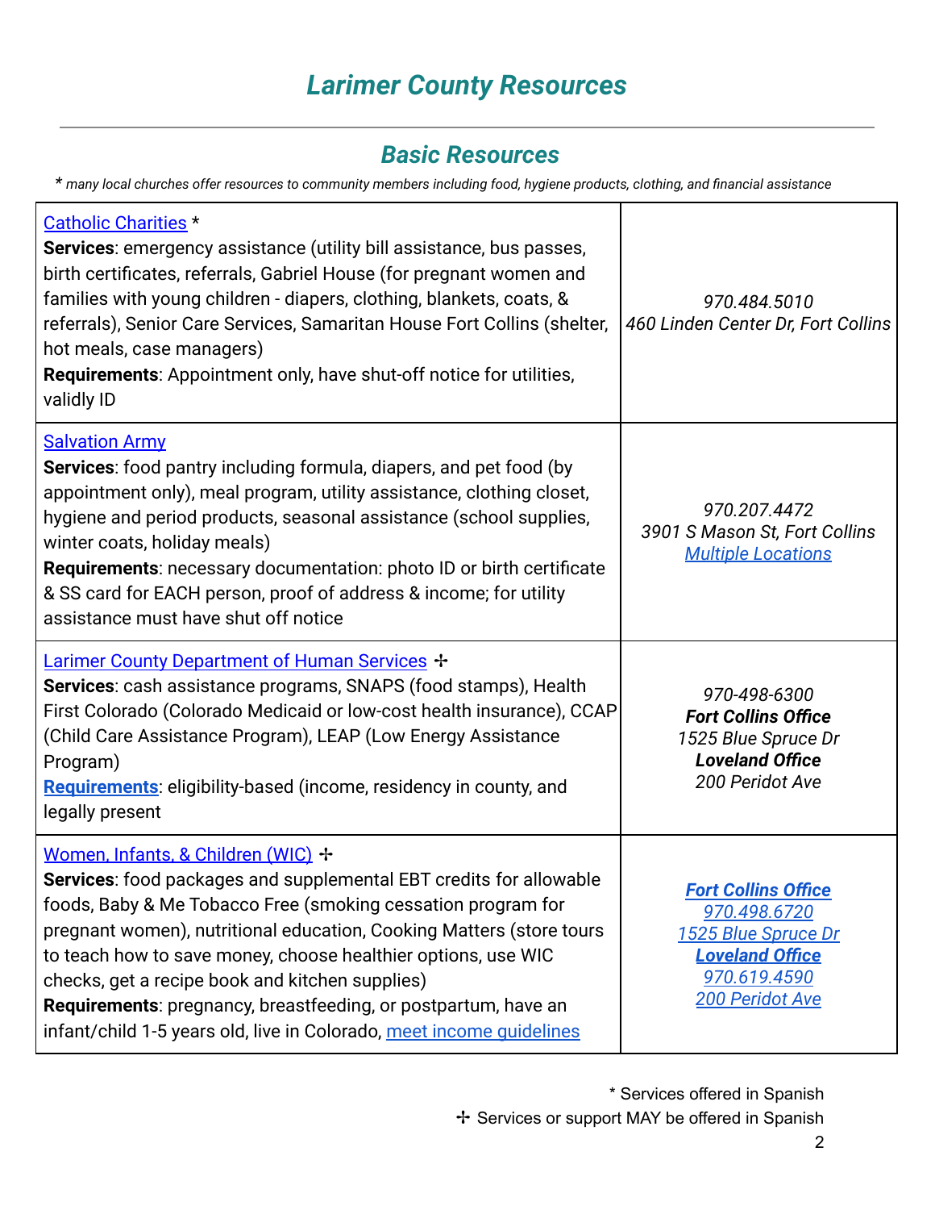# Larimer County Resources

## Basic Resources

*\* many local churches offer resources to community members including food, hygiene products, clothing, and financial assistance*

| | |
|---|---|
| Catholic Charities *<br>**Services**: emergency assistance (utility bill assistance, bus passes, birth certificates, referrals, Gabriel House (for pregnant women and families with young children - diapers, clothing, blankets, coats, & referrals), Senior Care Services, Samaritan House Fort Collins (shelter, hot meals, case managers)<br>**Requirements**: Appointment only, have shut-off notice for utilities, validly ID | *970.484.5010*<br>*460 Linden Center Dr, Fort Collins* |
| Salvation Army<br>**Services**: food pantry including formula, diapers, and pet food (by appointment only), meal program, utility assistance, clothing closet, hygiene and period products, seasonal assistance (school supplies, winter coats, holiday meals)<br>**Requirements**: necessary documentation: photo ID or birth certificate & SS card for EACH person, proof of address & income; for utility assistance must have shut off notice | *970.207.4472*<br>*3901 S Mason St, Fort Collins*<br>*Multiple Locations* |
| Larimer County Department of Human Services ✢<br>**Services**: cash assistance programs, SNAPS (food stamps), Health First Colorado (Colorado Medicaid or low-cost health insurance), CCAP (Child Care Assistance Program), LEAP (Low Energy Assistance Program)<br>**Requirements**: eligibility-based (income, residency in county, and legally present | *970-498-6300*<br>***Fort Collins Office***<br>*1525 Blue Spruce Dr*<br>***Loveland Office***<br>*200 Peridot Ave* |
| Women, Infants, & Children (WIC) ✢<br>**Services**: food packages and supplemental EBT credits for allowable foods, Baby & Me Tobacco Free (smoking cessation program for pregnant women), nutritional education, Cooking Matters (store tours to teach how to save money, choose healthier options, use WIC checks, get a recipe book and kitchen supplies)<br>**Requirements**: pregnancy, breastfeeding, or postpartum, have an infant/child 1-5 years old, live in Colorado, meet income guidelines | ***Fort Collins Office***<br>*970.498.6720*<br>*1525 Blue Spruce Dr*<br>***Loveland Office***<br>*970.619.4590*<br>*200 Peridot Ave* |

\* Services offered in Spanish

✢ Services or support MAY be offered in Spanish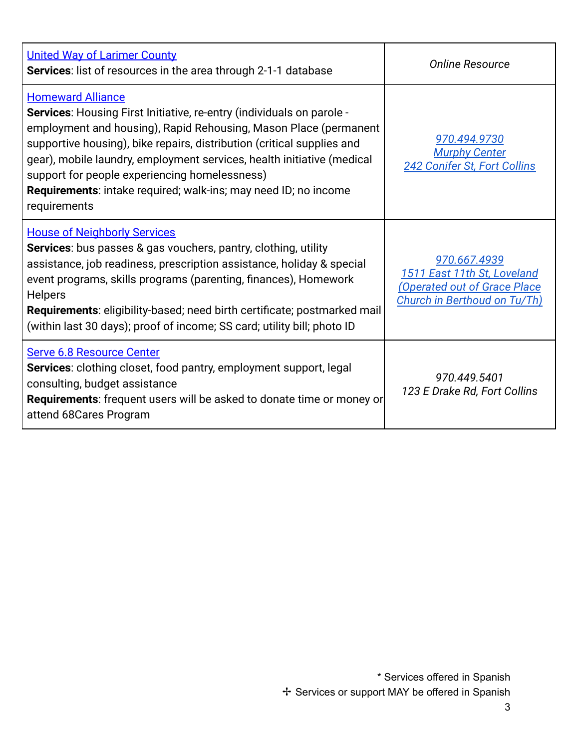| | |
|---|---|
| United Way of Larimer County<br>**Services**: list of resources in the area through 2-1-1 database | *Online Resource* |
| Homeward Alliance<br>**Services**: Housing First Initiative, re-entry (individuals on parole - employment and housing), Rapid Rehousing, Mason Place (permanent supportive housing), bike repairs, distribution (critical supplies and gear), mobile laundry, employment services, health initiative (medical support for people experiencing homelessness)<br>**Requirements**: intake required; walk-ins; may need ID; no income requirements | *970.494.9730*<br>*Murphy Center*<br>*242 Conifer St, Fort Collins* |
| House of Neighborly Services<br>**Services**: bus passes & gas vouchers, pantry, clothing, utility assistance, job readiness, prescription assistance, holiday & special event programs, skills programs (parenting, finances), Homework Helpers<br>**Requirements**: eligibility-based; need birth certificate; postmarked mail (within last 30 days); proof of income; SS card; utility bill; photo ID | *970.667.4939*<br>*1511 East 11th St, Loveland*<br>*(Operated out of Grace Place Church in Berthoud on Tu/Th)* |
| Serve 6.8 Resource Center<br>**Services**: clothing closet, food pantry, employment support, legal consulting, budget assistance<br>**Requirements**: frequent users will be asked to donate time or money or attend 68Cares Program | *970.449.5401*<br>*123 E Drake Rd, Fort Collins* |

\* Services offered in Spanish
✢ Services or support MAY be offered in Spanish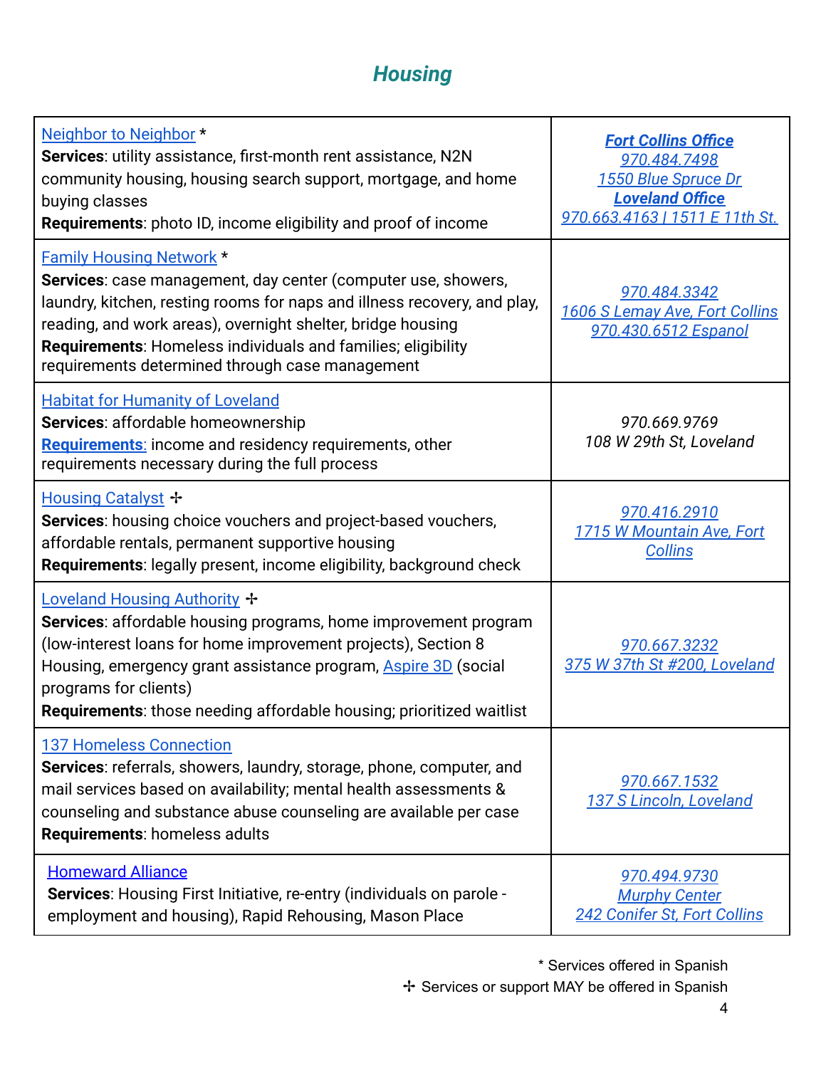## *Housing*

| | |
|---|---|
| Neighbor to Neighbor *<br>**Services**: utility assistance, first-month rent assistance, N2N community housing, housing search support, mortgage, and home buying classes<br>**Requirements**: photo ID, income eligibility and proof of income | ***Fort Collins Office***<br>*970.484.7498*<br>*1550 Blue Spruce Dr*<br>***Loveland Office***<br>*970.663.4163 \| 1511 E 11th St.* |
| Family Housing Network *<br>**Services**: case management, day center (computer use, showers, laundry, kitchen, resting rooms for naps and illness recovery, and play, reading, and work areas), overnight shelter, bridge housing<br>**Requirements**: Homeless individuals and families; eligibility requirements determined through case management | *970.484.3342*<br>*1606 S Lemay Ave, Fort Collins*<br>*970.430.6512 Espanol* |
| Habitat for Humanity of Loveland<br>**Services**: affordable homeownership<br>**Requirements**: income and residency requirements, other requirements necessary during the full process | *970.669.9769*<br>*108 W 29th St, Loveland* |
| Housing Catalyst ✣<br>**Services**: housing choice vouchers and project-based vouchers, affordable rentals, permanent supportive housing<br>**Requirements**: legally present, income eligibility, background check | *970.416.2910*<br>*1715 W Mountain Ave, Fort Collins* |
| Loveland Housing Authority ✣<br>**Services**: affordable housing programs, home improvement program (low-interest loans for home improvement projects), Section 8 Housing, emergency grant assistance program, Aspire 3D (social programs for clients)<br>**Requirements**: those needing affordable housing; prioritized waitlist | *970.667.3232*<br>*375 W 37th St #200, Loveland* |
| 137 Homeless Connection<br>**Services**: referrals, showers, laundry, storage, phone, computer, and mail services based on availability; mental health assessments & counseling and substance abuse counseling are available per case<br>**Requirements**: homeless adults | *970.667.1532*<br>*137 S Lincoln, Loveland* |
| Homeward Alliance<br>**Services**: Housing First Initiative, re-entry (individuals on parole - employment and housing), Rapid Rehousing, Mason Place | *970.494.9730*<br>*Murphy Center*<br>*242 Conifer St, Fort Collins* |

\* Services offered in Spanish
✣ Services or support MAY be offered in Spanish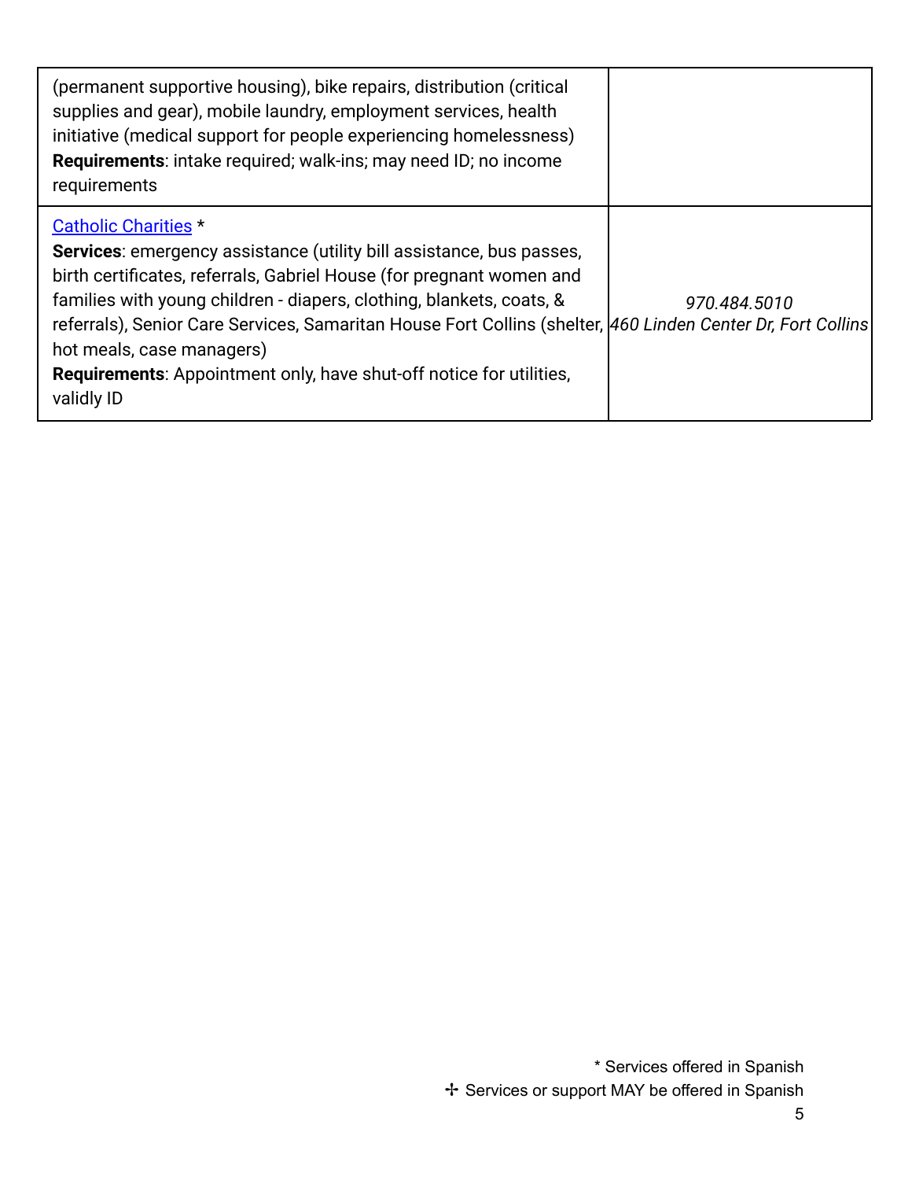| | |
|---|---|
| (permanent supportive housing), bike repairs, distribution (critical supplies and gear), mobile laundry, employment services, health initiative (medical support for people experiencing homelessness)<br>**Requirements**: intake required; walk-ins; may need ID; no income requirements | |
| Catholic Charities *<br>**Services**: emergency assistance (utility bill assistance, bus passes, birth certificates, referrals, Gabriel House (for pregnant women and families with young children - diapers, clothing, blankets, coats, & referrals), Senior Care Services, Samaritan House Fort Collins (shelter, hot meals, case managers)<br>**Requirements**: Appointment only, have shut-off notice for utilities, validly ID | *970.484.5010*<br>*460 Linden Center Dr, Fort Collins* |

\* Services offered in Spanish
✢ Services or support MAY be offered in Spanish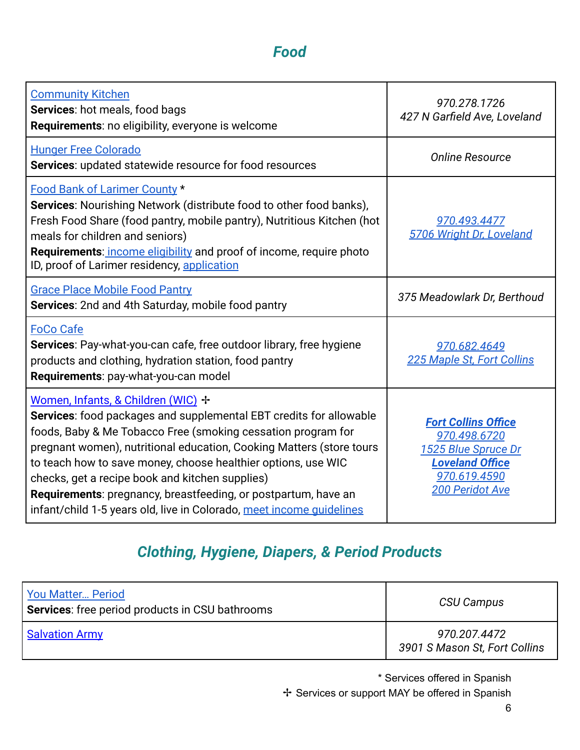## *Food*

| | |
|---|---|
| Community Kitchen<br>**Services**: hot meals, food bags<br>**Requirements**: no eligibility, everyone is welcome | *970.278.1726*<br>*427 N Garfield Ave, Loveland* |
| Hunger Free Colorado<br>**Services**: updated statewide resource for food resources | *Online Resource* |
| Food Bank of Larimer County *<br>**Services**: Nourishing Network (distribute food to other food banks), Fresh Food Share (food pantry, mobile pantry), Nutritious Kitchen (hot meals for children and seniors)<br>**Requirements**: income eligibility and proof of income, require photo ID, proof of Larimer residency, application | *970.493.4477*<br>*5706 Wright Dr, Loveland* |
| Grace Place Mobile Food Pantry<br>**Services**: 2nd and 4th Saturday, mobile food pantry | *375 Meadowlark Dr, Berthoud* |
| FoCo Cafe<br>**Services**: Pay-what-you-can cafe, free outdoor library, free hygiene products and clothing, hydration station, food pantry<br>**Requirements**: pay-what-you-can model | *970.682.4649*<br>*225 Maple St, Fort Collins* |
| Women, Infants, & Children (WIC) ✢<br>**Services**: food packages and supplemental EBT credits for allowable foods, Baby & Me Tobacco Free (smoking cessation program for pregnant women), nutritional education, Cooking Matters (store tours to teach how to save money, choose healthier options, use WIC checks, get a recipe book and kitchen supplies)<br>**Requirements**: pregnancy, breastfeeding, or postpartum, have an infant/child 1-5 years old, live in Colorado, meet income guidelines | ***Fort Collins Office***<br>*970.498.6720*<br>*1525 Blue Spruce Dr*<br>***Loveland Office***<br>*970.619.4590*<br>*200 Peridot Ave* |

## *Clothing, Hygiene, Diapers, & Period Products*

| | |
|---|---|
| You Matter... Period<br>**Services**: free period products in CSU bathrooms | *CSU Campus* |
| Salvation Army | *970.207.4472*<br>*3901 S Mason St, Fort Collins* |

\* Services offered in Spanish

✢ Services or support MAY be offered in Spanish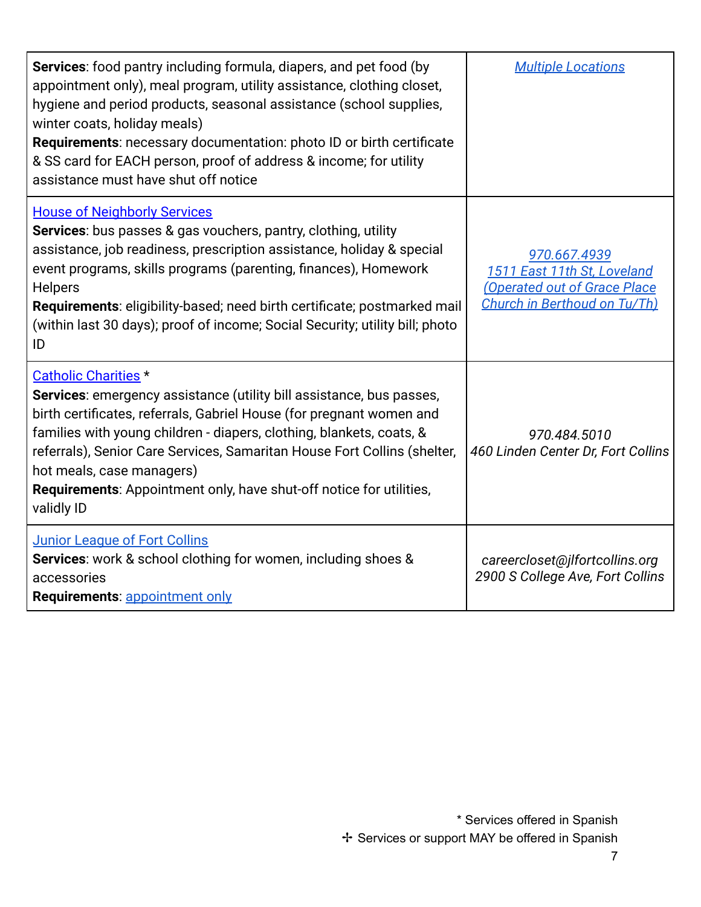| | |
|---|---|
| **Services**: food pantry including formula, diapers, and pet food (by appointment only), meal program, utility assistance, clothing closet, hygiene and period products, seasonal assistance (school supplies, winter coats, holiday meals)<br>**Requirements**: necessary documentation: photo ID or birth certificate & SS card for EACH person, proof of address & income; for utility assistance must have shut off notice | *Multiple Locations* |
| House of Neighborly Services<br>**Services**: bus passes & gas vouchers, pantry, clothing, utility assistance, job readiness, prescription assistance, holiday & special event programs, skills programs (parenting, finances), Homework Helpers<br>**Requirements**: eligibility-based; need birth certificate; postmarked mail (within last 30 days); proof of income; Social Security; utility bill; photo ID | *970.667.4939*<br>*1511 East 11th St, Loveland*<br>*(Operated out of Grace Place Church in Berthoud on Tu/Th)* |
| Catholic Charities *<br>**Services**: emergency assistance (utility bill assistance, bus passes, birth certificates, referrals, Gabriel House (for pregnant women and families with young children - diapers, clothing, blankets, coats, & referrals), Senior Care Services, Samaritan House Fort Collins (shelter, hot meals, case managers)<br>**Requirements**: Appointment only, have shut-off notice for utilities, validly ID | *970.484.5010*<br>*460 Linden Center Dr, Fort Collins* |
| Junior League of Fort Collins<br>**Services**: work & school clothing for women, including shoes & accessories<br>**Requirements**: appointment only | *careercloset@jlfortcollins.org*<br>*2900 S College Ave, Fort Collins* |

\* Services offered in Spanish
✢ Services or support MAY be offered in Spanish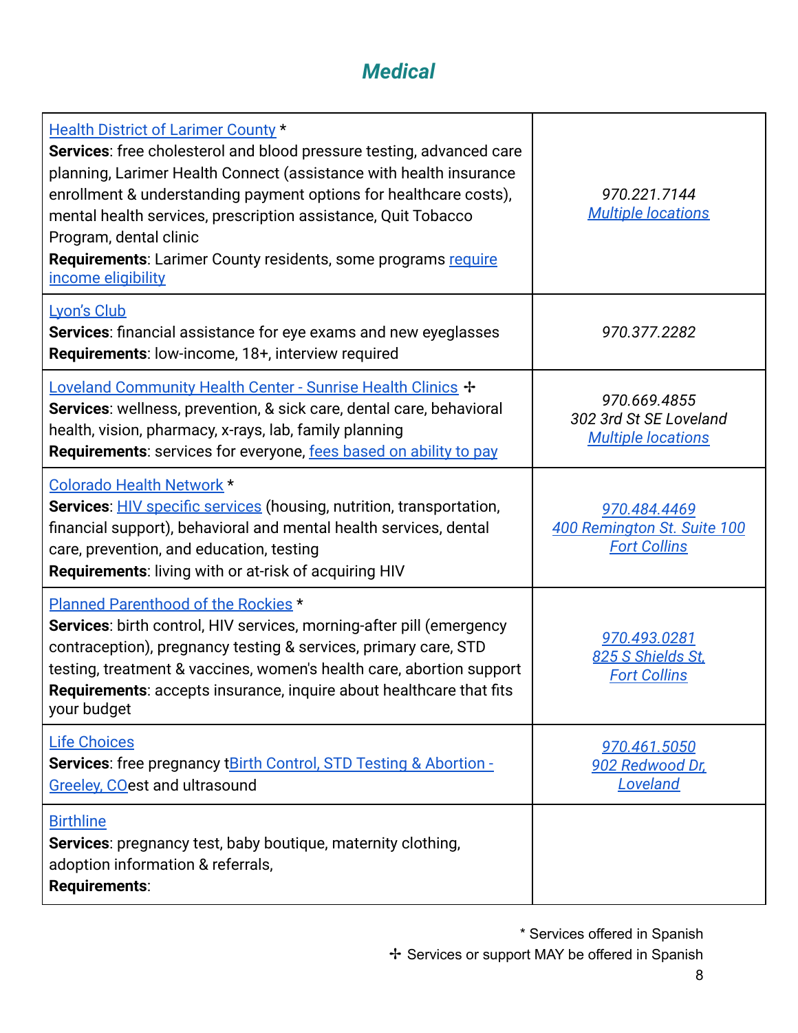## *Medical*

| | |
|---|---|
| Health District of Larimer County * <br> **Services**: free cholesterol and blood pressure testing, advanced care planning, Larimer Health Connect (assistance with health insurance enrollment & understanding payment options for healthcare costs), mental health services, prescription assistance, Quit Tobacco Program, dental clinic <br> **Requirements**: Larimer County residents, some programs require income eligibility | *970.221.7144* <br> *Multiple locations* |
| Lyon's Club <br> **Services**: financial assistance for eye exams and new eyeglasses <br> **Requirements**: low-income, 18+, interview required | *970.377.2282* |
| Loveland Community Health Center - Sunrise Health Clinics ✢ <br> **Services**: wellness, prevention, & sick care, dental care, behavioral health, vision, pharmacy, x-rays, lab, family planning <br> **Requirements**: services for everyone, fees based on ability to pay | *970.669.4855* <br> *302 3rd St SE Loveland* <br> *Multiple locations* |
| Colorado Health Network * <br> **Services**: HIV specific services (housing, nutrition, transportation, financial support), behavioral and mental health services, dental care, prevention, and education, testing <br> **Requirements**: living with or at-risk of acquiring HIV | *970.484.4469* <br> *400 Remington St. Suite 100 Fort Collins* |
| Planned Parenthood of the Rockies * <br> **Services**: birth control, HIV services, morning-after pill (emergency contraception), pregnancy testing & services, primary care, STD testing, treatment & vaccines, women's health care, abortion support <br> **Requirements**: accepts insurance, inquire about healthcare that fits your budget | *970.493.0281* <br> *825 S Shields St, Fort Collins* |
| Life Choices <br> **Services**: free pregnancy tBirth Control, STD Testing & Abortion - Greeley, COest and ultrasound | *970.461.5050* <br> *902 Redwood Dr, Loveland* |
| Birthline <br> **Services**: pregnancy test, baby boutique, maternity clothing, adoption information & referrals, <br> **Requirements**: | |

\* Services offered in Spanish

✢ Services or support MAY be offered in Spanish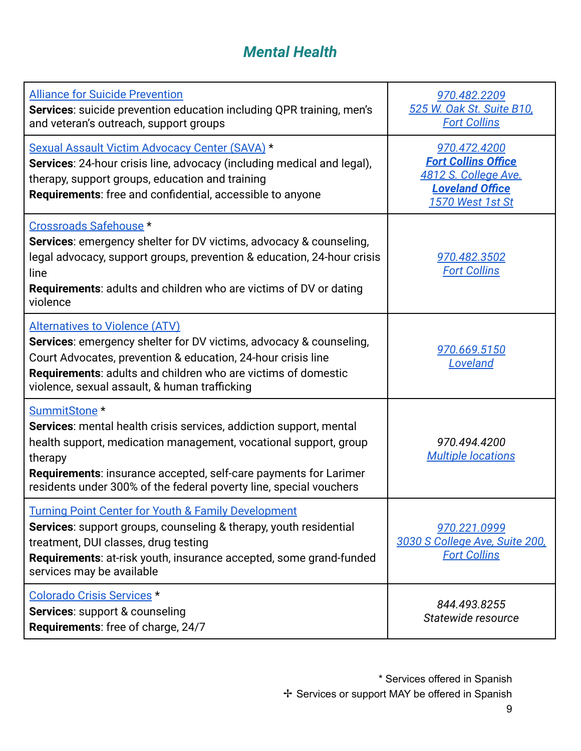## *Mental Health*

| | |
|---|---|
| Alliance for Suicide Prevention<br>**Services**: suicide prevention education including QPR training, men's and veteran's outreach, support groups | *970.482.2209*<br>*525 W. Oak St. Suite B10, Fort Collins* |
| Sexual Assault Victim Advocacy Center (SAVA) *<br>**Services**: 24-hour crisis line, advocacy (including medical and legal), therapy, support groups, education and training<br>**Requirements**: free and confidential, accessible to anyone | *970.472.4200*<br>***Fort Collins Office***<br>*4812 S. College Ave.*<br>***Loveland Office***<br>*1570 West 1st St* |
| Crossroads Safehouse *<br>**Services**: emergency shelter for DV victims, advocacy & counseling, legal advocacy, support groups, prevention & education, 24-hour crisis line<br>**Requirements**: adults and children who are victims of DV or dating violence | *970.482.3502*<br>*Fort Collins* |
| Alternatives to Violence (ATV)<br>**Services**: emergency shelter for DV victims, advocacy & counseling, Court Advocates, prevention & education, 24-hour crisis line<br>**Requirements**: adults and children who are victims of domestic violence, sexual assault, & human trafficking | *970.669.5150*<br>*Loveland* |
| SummitStone *<br>**Services**: mental health crisis services, addiction support, mental health support, medication management, vocational support, group therapy<br>**Requirements**: insurance accepted, self-care payments for Larimer residents under 300% of the federal poverty line, special vouchers | *970.494.4200*<br>*Multiple locations* |
| Turning Point Center for Youth & Family Development<br>**Services**: support groups, counseling & therapy, youth residential treatment, DUI classes, drug testing<br>**Requirements**: at-risk youth, insurance accepted, some grand-funded services may be available | *970.221.0999*<br>*3030 S College Ave, Suite 200, Fort Collins* |
| Colorado Crisis Services *<br>**Services**: support & counseling<br>**Requirements**: free of charge, 24/7 | *844.493.8255*<br>*Statewide resource* |

\* Services offered in Spanish
✢ Services or support MAY be offered in Spanish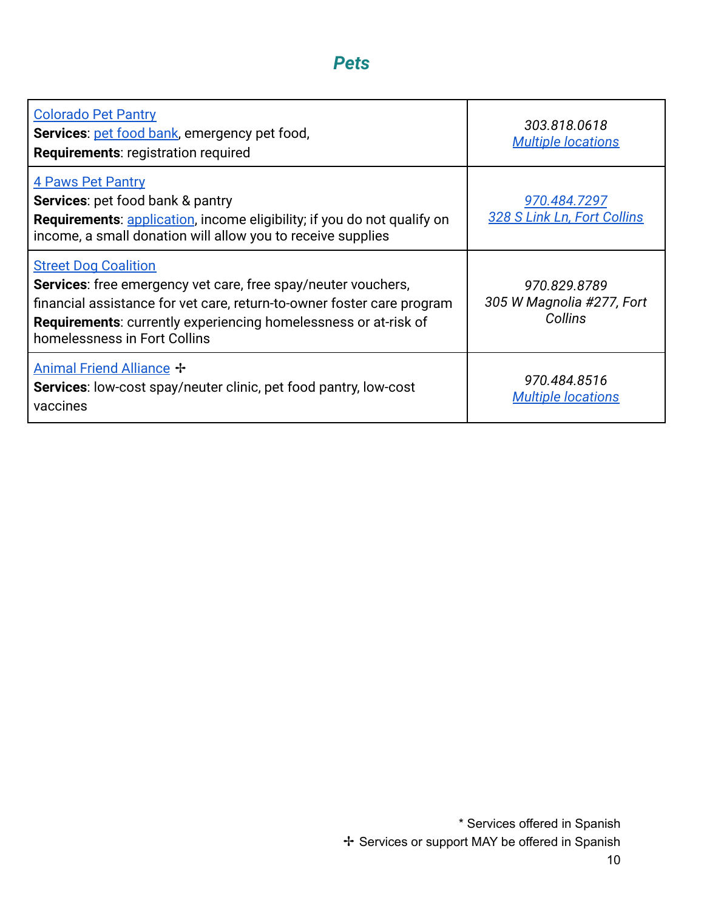## *Pets*

| | |
|---|---|
| Colorado Pet Pantry<br>**Services**: pet food bank, emergency pet food,<br>**Requirements**: registration required | *303.818.0618*<br>*Multiple locations* |
| 4 Paws Pet Pantry<br>**Services**: pet food bank & pantry<br>**Requirements**: application, income eligibility; if you do not qualify on income, a small donation will allow you to receive supplies | *970.484.7297*<br>*328 S Link Ln, Fort Collins* |
| Street Dog Coalition<br>**Services**: free emergency vet care, free spay/neuter vouchers, financial assistance for vet care, return-to-owner foster care program<br>**Requirements**: currently experiencing homelessness or at-risk of homelessness in Fort Collins | *970.829.8789*<br>*305 W Magnolia #277, Fort Collins* |
| Animal Friend Alliance ✢<br>**Services**: low-cost spay/neuter clinic, pet food pantry, low-cost vaccines | *970.484.8516*<br>*Multiple locations* |

\* Services offered in Spanish
✢ Services or support MAY be offered in Spanish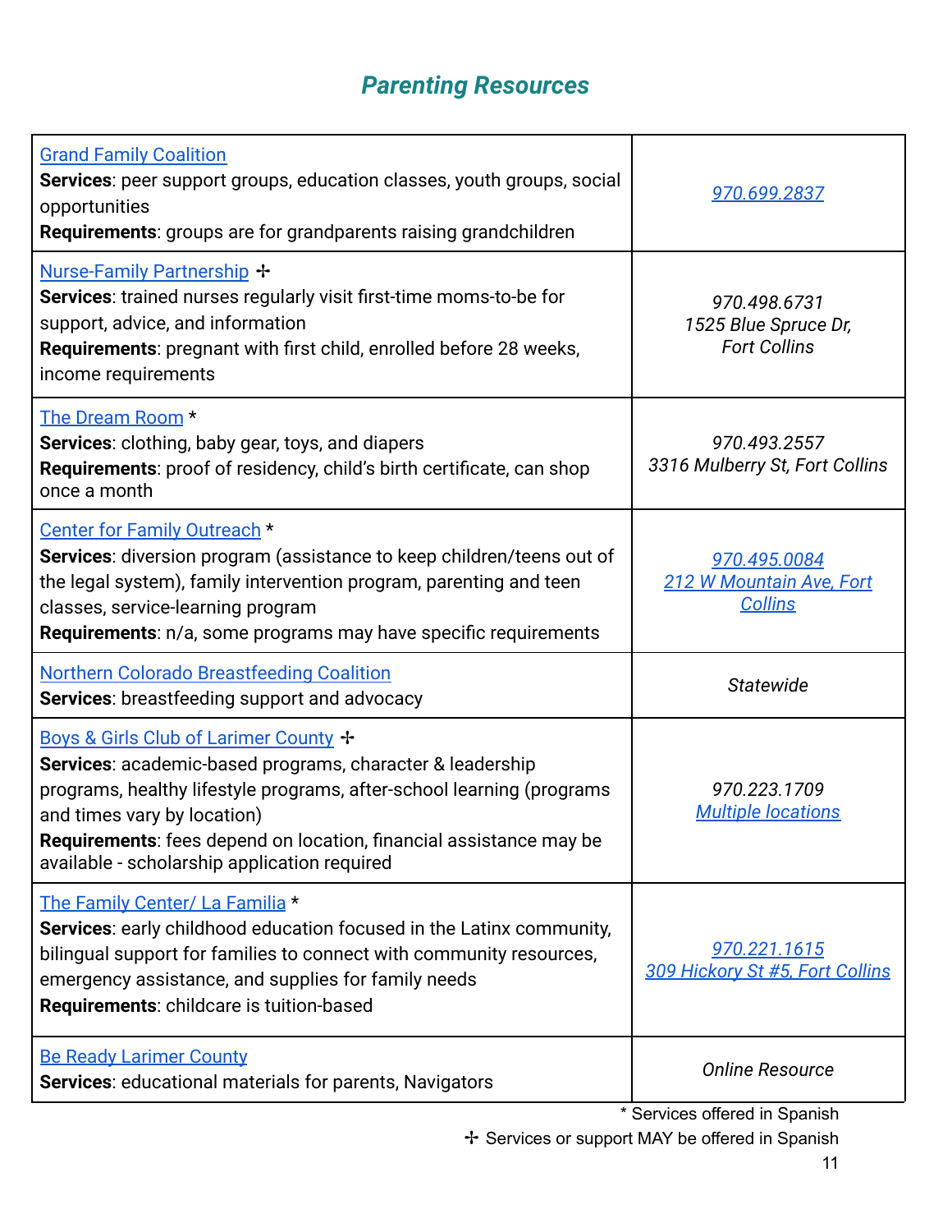## *Parenting Resources*

| | |
|---|---|
| Grand Family Coalition<br>**Services**: peer support groups, education classes, youth groups, social opportunities<br>**Requirements**: groups are for grandparents raising grandchildren | *970.699.2837* |
| Nurse-Family Partnership ✢<br>**Services**: trained nurses regularly visit first-time moms-to-be for support, advice, and information<br>**Requirements**: pregnant with first child, enrolled before 28 weeks, income requirements | *970.498.6731*<br>*1525 Blue Spruce Dr, Fort Collins* |
| The Dream Room *<br>**Services**: clothing, baby gear, toys, and diapers<br>**Requirements**: proof of residency, child's birth certificate, can shop once a month | *970.493.2557*<br>*3316 Mulberry St, Fort Collins* |
| Center for Family Outreach *<br>**Services**: diversion program (assistance to keep children/teens out of the legal system), family intervention program, parenting and teen classes, service-learning program<br>**Requirements**: n/a, some programs may have specific requirements | *970.495.0084*<br>*212 W Mountain Ave, Fort Collins* |
| Northern Colorado Breastfeeding Coalition<br>**Services**: breastfeeding support and advocacy | *Statewide* |
| Boys & Girls Club of Larimer County ✢<br>**Services**: academic-based programs, character & leadership programs, healthy lifestyle programs, after-school learning (programs and times vary by location)<br>**Requirements**: fees depend on location, financial assistance may be available - scholarship application required | *970.223.1709*<br>*Multiple locations* |
| The Family Center/ La Familia *<br>**Services**: early childhood education focused in the Latinx community, bilingual support for families to connect with community resources, emergency assistance, and supplies for family needs<br>**Requirements**: childcare is tuition-based | *970.221.1615*<br>*309 Hickory St #5, Fort Collins* |
| Be Ready Larimer County<br>**Services**: educational materials for parents, Navigators | *Online Resource* |

\* Services offered in Spanish

✢ Services or support MAY be offered in Spanish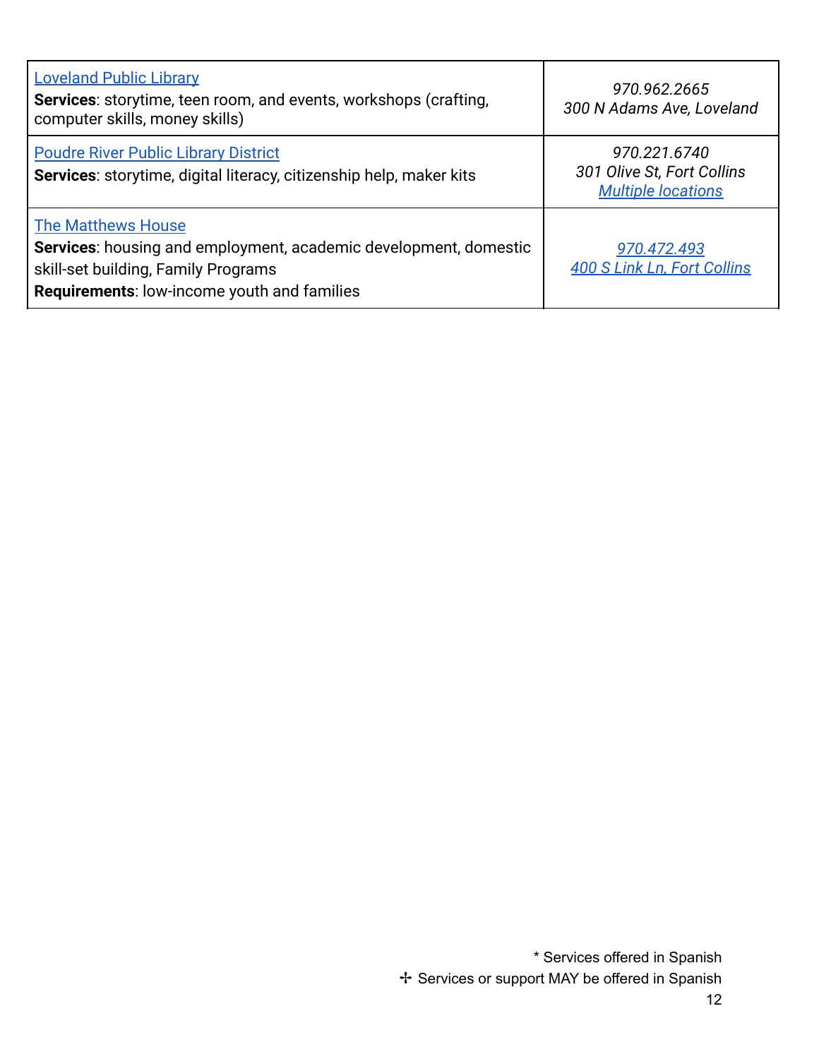| | |
|---|---|
| Loveland Public Library<br>**Services**: storytime, teen room, and events, workshops (crafting, computer skills, money skills) | *970.962.2665*<br>*300 N Adams Ave, Loveland* |
| Poudre River Public Library District<br>**Services**: storytime, digital literacy, citizenship help, maker kits | *970.221.6740*<br>*301 Olive St, Fort Collins*<br>*Multiple locations* |
| The Matthews House<br>**Services**: housing and employment, academic development, domestic skill-set building, Family Programs<br>**Requirements**: low-income youth and families | *970.472.493*<br>*400 S Link Ln, Fort Collins* |

\* Services offered in Spanish
✢ Services or support MAY be offered in Spanish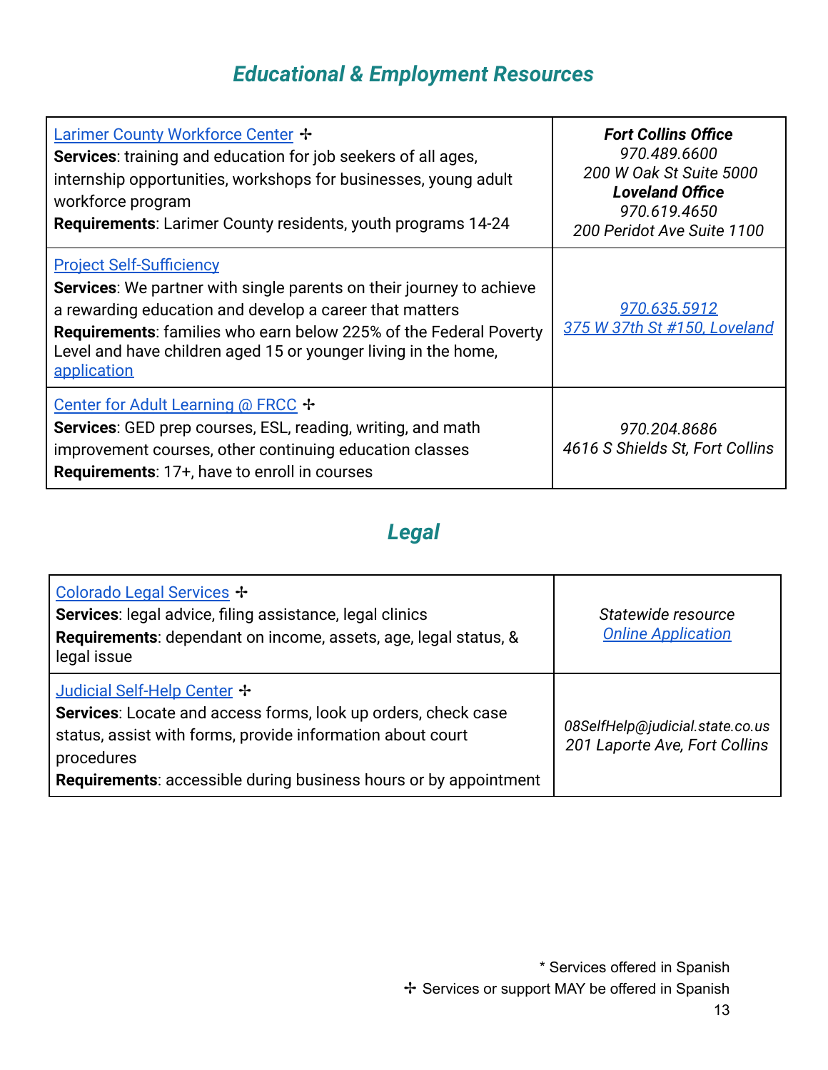## Educational & Employment Resources

| | |
|---|---|
| Larimer County Workforce Center ✢<br>**Services**: training and education for job seekers of all ages, internship opportunities, workshops for businesses, young adult workforce program<br>**Requirements**: Larimer County residents, youth programs 14-24 | ***Fort Collins Office***<br>*970.489.6600*<br>*200 W Oak St Suite 5000*<br>***Loveland Office***<br>*970.619.4650*<br>*200 Peridot Ave Suite 1100* |
| Project Self-Sufficiency<br>**Services**: We partner with single parents on their journey to achieve a rewarding education and develop a career that matters<br>**Requirements**: families who earn below 225% of the Federal Poverty Level and have children aged 15 or younger living in the home, application | *970.635.5912*<br>*375 W 37th St #150, Loveland* |
| Center for Adult Learning @ FRCC ✢<br>**Services**: GED prep courses, ESL, reading, writing, and math improvement courses, other continuing education classes<br>**Requirements**: 17+, have to enroll in courses | *970.204.8686*<br>*4616 S Shields St, Fort Collins* |

## Legal

| | |
|---|---|
| Colorado Legal Services ✢<br>**Services**: legal advice, filing assistance, legal clinics<br>**Requirements**: dependant on income, assets, age, legal status, & legal issue | *Statewide resource*<br>*Online Application* |
| Judicial Self-Help Center ✢<br>**Services**: Locate and access forms, look up orders, check case status, assist with forms, provide information about court procedures<br>**Requirements**: accessible during business hours or by appointment | *08SelfHelp@judicial.state.co.us*<br>*201 Laporte Ave, Fort Collins* |

\* Services offered in Spanish
✢ Services or support MAY be offered in Spanish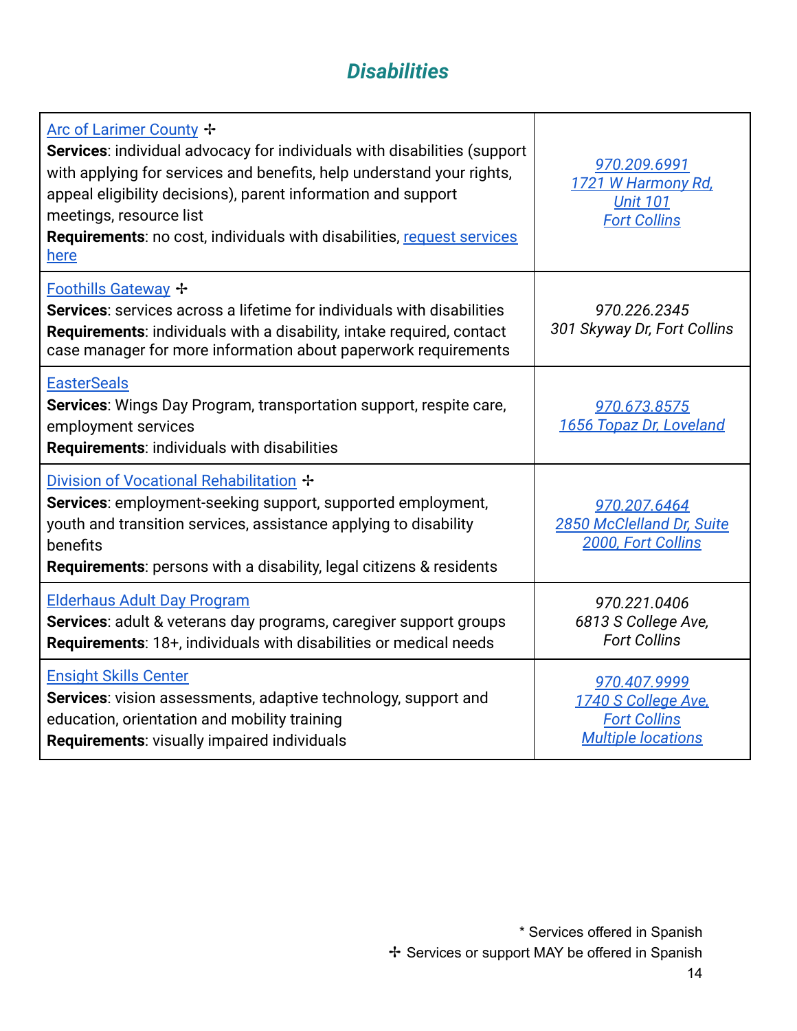# *Disabilities*

| | |
|---|---|
| Arc of Larimer County ✢<br>**Services**: individual advocacy for individuals with disabilities (support with applying for services and benefits, help understand your rights, appeal eligibility decisions), parent information and support meetings, resource list<br>**Requirements**: no cost, individuals with disabilities, request services here | *970.209.6991*<br>*1721 W Harmony Rd, Unit 101*<br>*Fort Collins* |
| Foothills Gateway ✢<br>**Services**: services across a lifetime for individuals with disabilities<br>**Requirements**: individuals with a disability, intake required, contact case manager for more information about paperwork requirements | *970.226.2345*<br>*301 Skyway Dr, Fort Collins* |
| EasterSeals<br>**Services**: Wings Day Program, transportation support, respite care, employment services<br>**Requirements**: individuals with disabilities | *970.673.8575*<br>*1656 Topaz Dr, Loveland* |
| Division of Vocational Rehabilitation ✢<br>**Services**: employment-seeking support, supported employment, youth and transition services, assistance applying to disability benefits<br>**Requirements**: persons with a disability, legal citizens & residents | *970.207.6464*<br>*2850 McClelland Dr, Suite 2000, Fort Collins* |
| Elderhaus Adult Day Program<br>**Services**: adult & veterans day programs, caregiver support groups<br>**Requirements**: 18+, individuals with disabilities or medical needs | *970.221.0406*<br>*6813 S College Ave, Fort Collins* |
| Ensight Skills Center<br>**Services**: vision assessments, adaptive technology, support and education, orientation and mobility training<br>**Requirements**: visually impaired individuals | *970.407.9999*<br>*1740 S College Ave, Fort Collins*<br>*Multiple locations* |

\* Services offered in Spanish
✢ Services or support MAY be offered in Spanish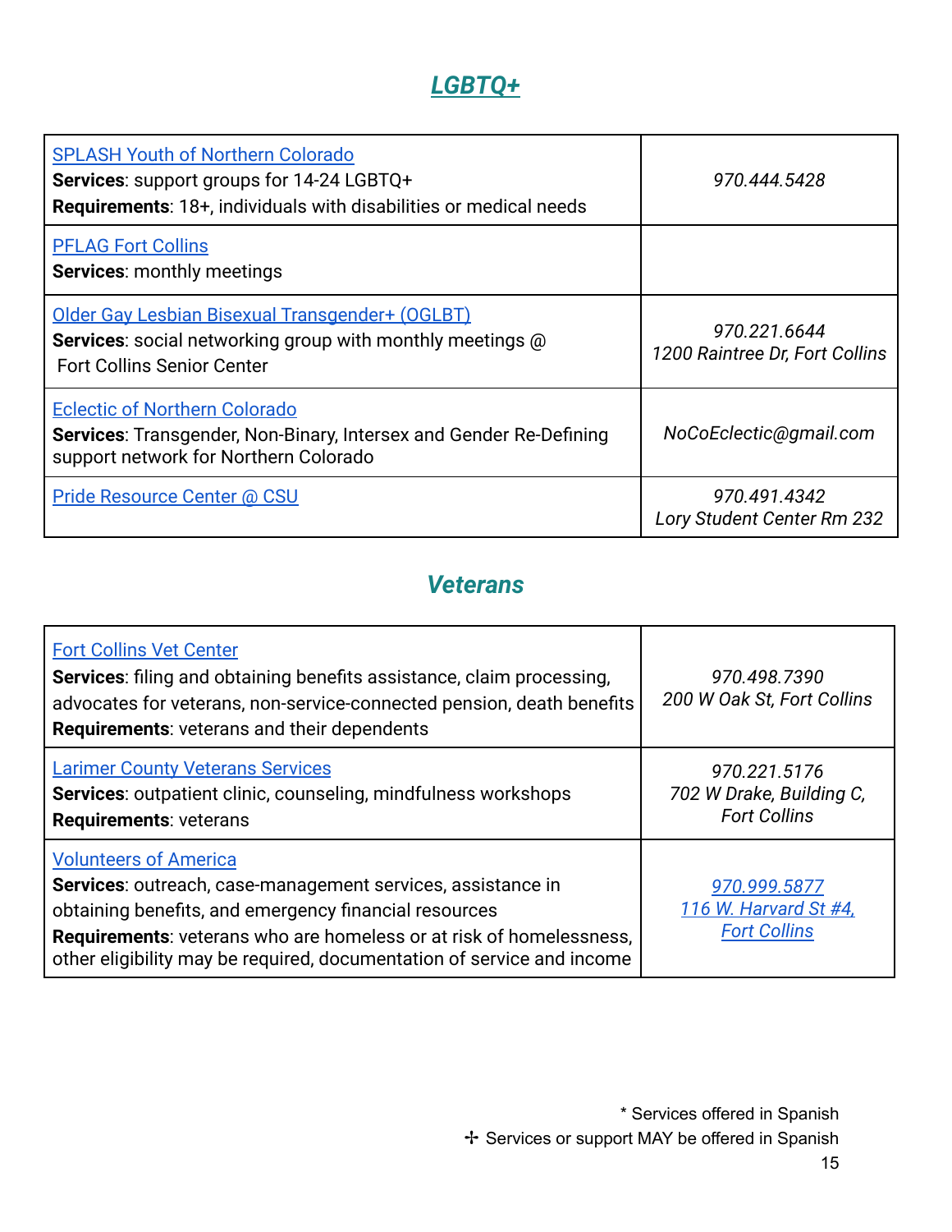## *LGBTQ+*

| | |
|---|---|
| SPLASH Youth of Northern Colorado<br>**Services**: support groups for 14-24 LGBTQ+<br>**Requirements**: 18+, individuals with disabilities or medical needs | *970.444.5428* |
| PFLAG Fort Collins<br>**Services**: monthly meetings | |
| Older Gay Lesbian Bisexual Transgender+ (OGLBT)<br>**Services**: social networking group with monthly meetings @ Fort Collins Senior Center | *970.221.6644*<br>*1200 Raintree Dr, Fort Collins* |
| Eclectic of Northern Colorado<br>**Services**: Transgender, Non-Binary, Intersex and Gender Re-Defining support network for Northern Colorado | *NoCoEclectic@gmail.com* |
| Pride Resource Center @ CSU | *970.491.4342*<br>*Lory Student Center Rm 232* |

## *Veterans*

| | |
|---|---|
| Fort Collins Vet Center<br>**Services**: filing and obtaining benefits assistance, claim processing, advocates for veterans, non-service-connected pension, death benefits<br>**Requirements**: veterans and their dependents | *970.498.7390*<br>*200 W Oak St, Fort Collins* |
| Larimer County Veterans Services<br>**Services**: outpatient clinic, counseling, mindfulness workshops<br>**Requirements**: veterans | *970.221.5176*<br>*702 W Drake, Building C, Fort Collins* |
| Volunteers of America<br>**Services**: outreach, case-management services, assistance in obtaining benefits, and emergency financial resources<br>**Requirements**: veterans who are homeless or at risk of homelessness, other eligibility may be required, documentation of service and income | *970.999.5877*<br>*116 W. Harvard St #4, Fort Collins* |

\* Services offered in Spanish

✢ Services or support MAY be offered in Spanish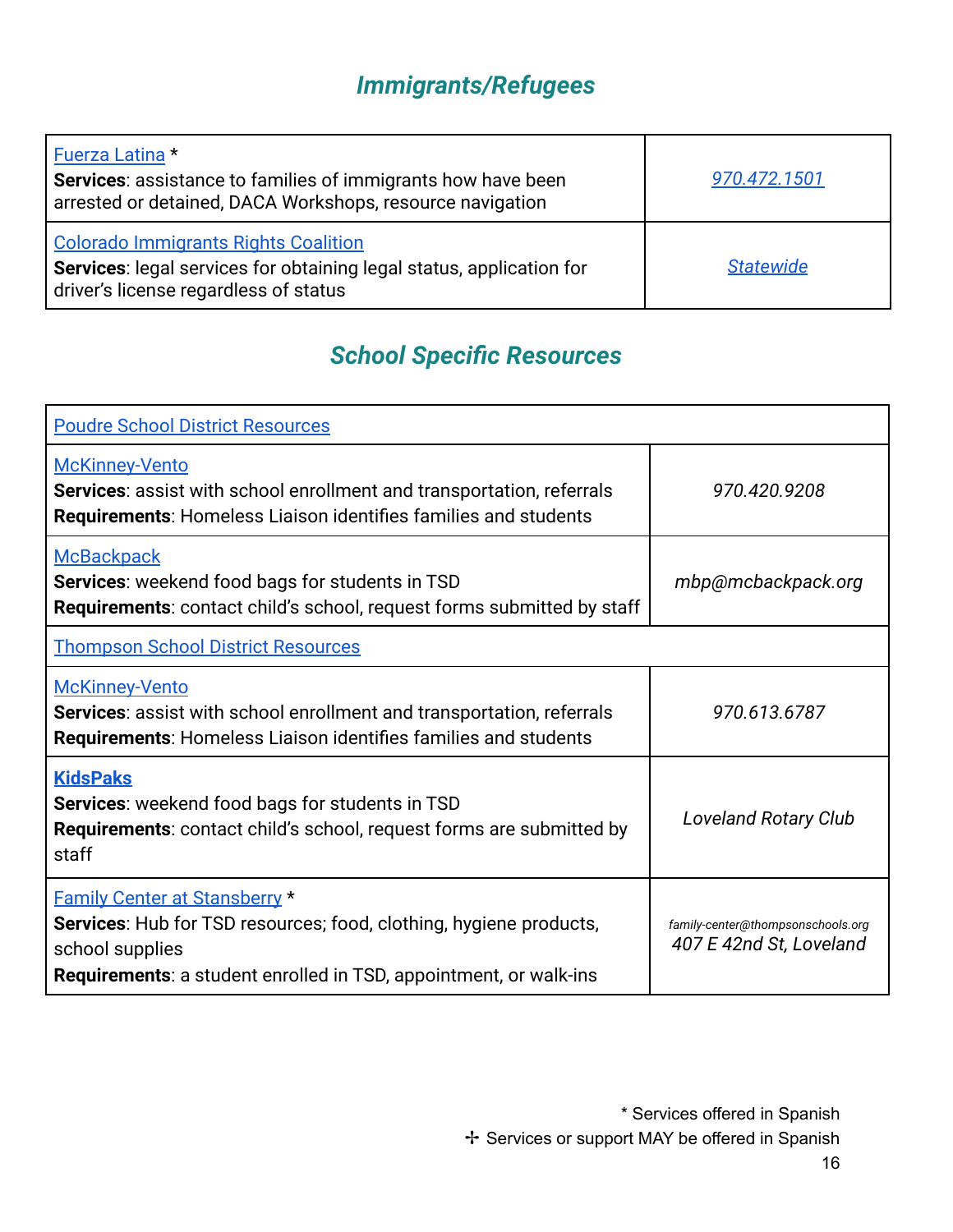## *Immigrants/Refugees*

| | |
|---|---|
| Fuerza Latina *<br>**Services**: assistance to families of immigrants how have been arrested or detained, DACA Workshops, resource navigation | *970.472.1501* |
| Colorado Immigrants Rights Coalition<br>**Services**: legal services for obtaining legal status, application for driver's license regardless of status | *Statewide* |

## *School Specific Resources*

| | |
|---|---|
| Poudre School District Resources | |
| McKinney-Vento<br>**Services**: assist with school enrollment and transportation, referrals<br>**Requirements**: Homeless Liaison identifies families and students | *970.420.9208* |
| McBackpack<br>**Services**: weekend food bags for students in TSD<br>**Requirements**: contact child's school, request forms submitted by staff | *mbp@mcbackpack.org* |
| Thompson School District Resources | |
| McKinney-Vento<br>**Services**: assist with school enrollment and transportation, referrals<br>**Requirements**: Homeless Liaison identifies families and students | *970.613.6787* |
| **KidsPaks**<br>**Services**: weekend food bags for students in TSD<br>**Requirements**: contact child's school, request forms are submitted by staff | *Loveland Rotary Club* |
| Family Center at Stansberry *<br>**Services**: Hub for TSD resources; food, clothing, hygiene products, school supplies<br>**Requirements**: a student enrolled in TSD, appointment, or walk-ins | *family-center@thompsonschools.org*<br>*407 E 42nd St, Loveland* |

\* Services offered in Spanish
✢ Services or support MAY be offered in Spanish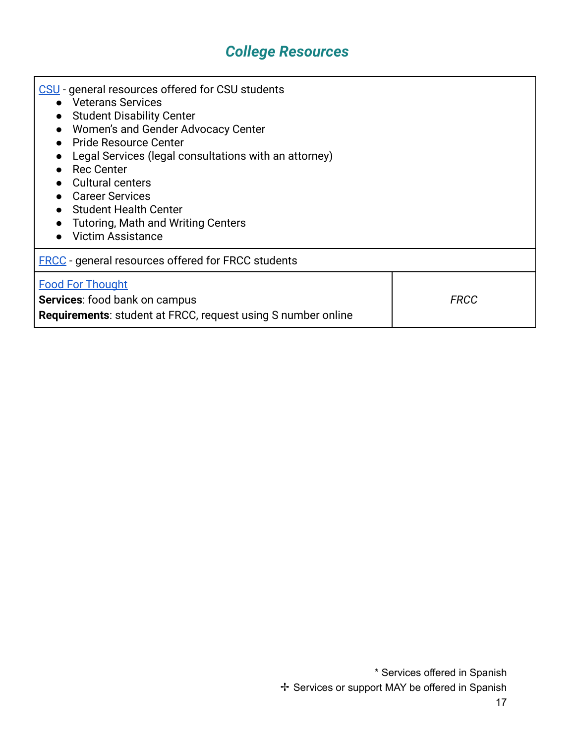## *College Resources*

| | |
|---|---|
| CSU - general resources offered for CSU students<br>• Veterans Services<br>• Student Disability Center<br>• Women's and Gender Advocacy Center<br>• Pride Resource Center<br>• Legal Services (legal consultations with an attorney)<br>• Rec Center<br>• Cultural centers<br>• Career Services<br>• Student Health Center<br>• Tutoring, Math and Writing Centers<br>• Victim Assistance | |
| FRCC - general resources offered for FRCC students | |
| Food For Thought<br>**Services**: food bank on campus<br>**Requirements**: student at FRCC, request using S number online | *FRCC* |

\* Services offered in Spanish
✢ Services or support MAY be offered in Spanish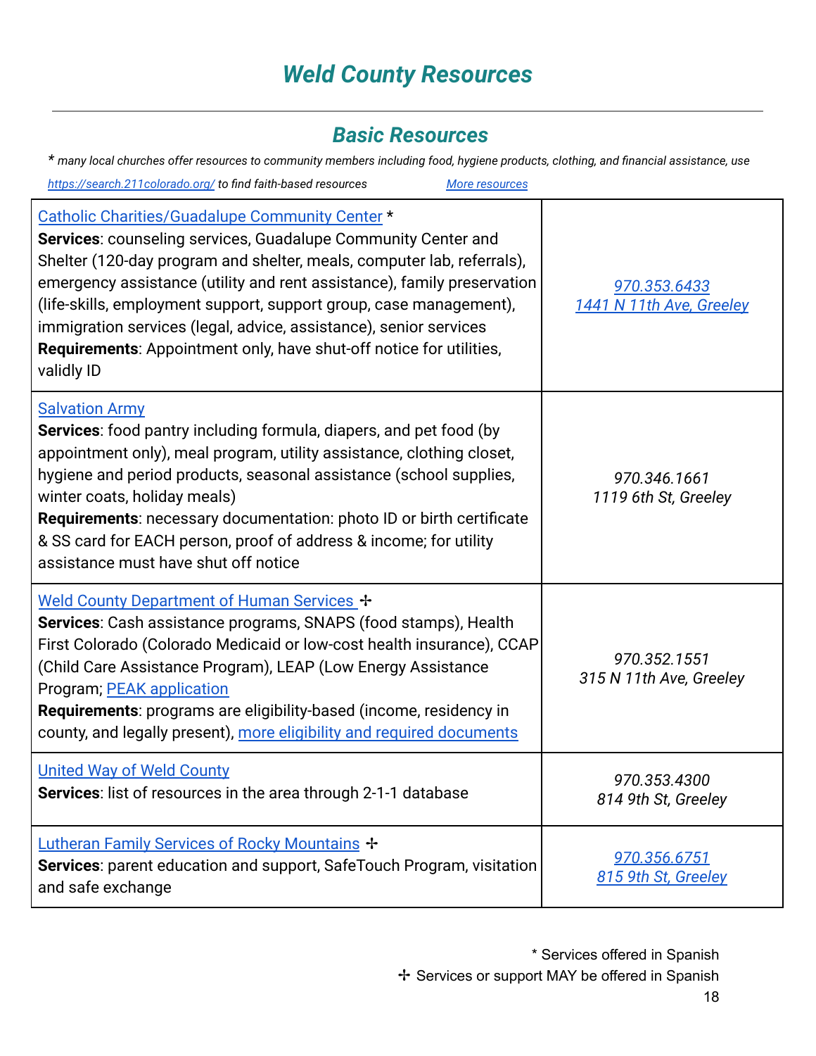# Weld County Resources

## Basic Resources

*\* many local churches offer resources to community members including food, hygiene products, clothing, and financial assistance, use https://search.211colorado.org/ to find faith-based resources* [More resources](#)

| | |
|---|---|
| Catholic Charities/Guadalupe Community Center *<br>**Services**: counseling services, Guadalupe Community Center and Shelter (120-day program and shelter, meals, computer lab, referrals), emergency assistance (utility and rent assistance), family preservation (life-skills, employment support, support group, case management), immigration services (legal, advice, assistance), senior services<br>**Requirements**: Appointment only, have shut-off notice for utilities, validly ID | *970.353.6433*<br>*1441 N 11th Ave, Greeley* |
| Salvation Army<br>**Services**: food pantry including formula, diapers, and pet food (by appointment only), meal program, utility assistance, clothing closet, hygiene and period products, seasonal assistance (school supplies, winter coats, holiday meals)<br>**Requirements**: necessary documentation: photo ID or birth certificate & SS card for EACH person, proof of address & income; for utility assistance must have shut off notice | *970.346.1661*<br>*1119 6th St, Greeley* |
| Weld County Department of Human Services ✢<br>**Services**: Cash assistance programs, SNAPS (food stamps), Health First Colorado (Colorado Medicaid or low-cost health insurance), CCAP (Child Care Assistance Program), LEAP (Low Energy Assistance Program; PEAK application<br>**Requirements**: programs are eligibility-based (income, residency in county, and legally present), more eligibility and required documents | *970.352.1551*<br>*315 N 11th Ave, Greeley* |
| United Way of Weld County<br>**Services**: list of resources in the area through 2-1-1 database | *970.353.4300*<br>*814 9th St, Greeley* |
| Lutheran Family Services of Rocky Mountains ✢<br>**Services**: parent education and support, SafeTouch Program, visitation and safe exchange | *970.356.6751*<br>*815 9th St, Greeley* |

\* Services offered in Spanish
✢ Services or support MAY be offered in Spanish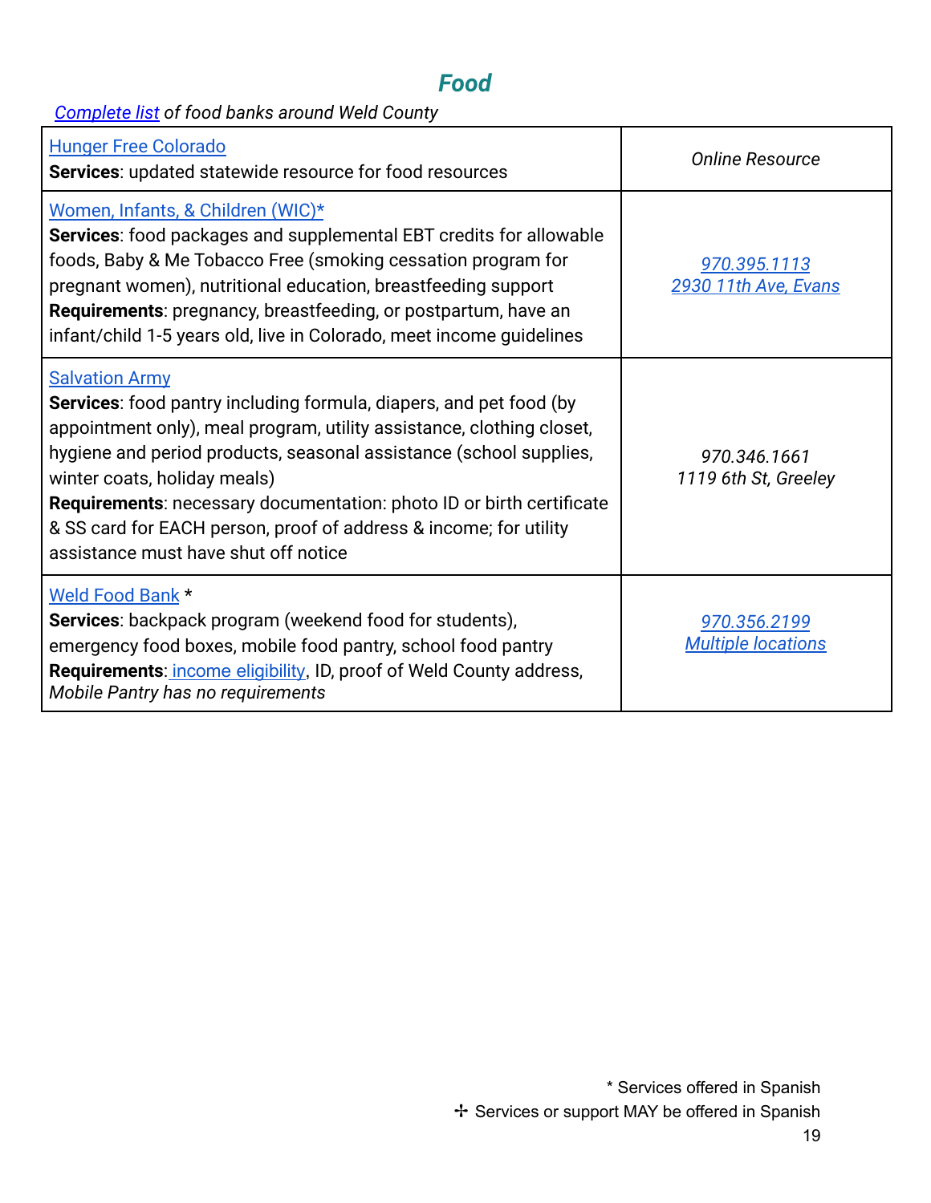# *Food*

*Complete list of food banks around Weld County*

| | |
|---|---|
| Hunger Free Colorado<br>**Services**: updated statewide resource for food resources | *Online Resource* |
| Women, Infants, & Children (WIC)*<br>**Services**: food packages and supplemental EBT credits for allowable foods, Baby & Me Tobacco Free (smoking cessation program for pregnant women), nutritional education, breastfeeding support<br>**Requirements**: pregnancy, breastfeeding, or postpartum, have an infant/child 1-5 years old, live in Colorado, meet income guidelines | *970.395.1113*<br>*2930 11th Ave, Evans* |
| Salvation Army<br>**Services**: food pantry including formula, diapers, and pet food (by appointment only), meal program, utility assistance, clothing closet, hygiene and period products, seasonal assistance (school supplies, winter coats, holiday meals)<br>**Requirements**: necessary documentation: photo ID or birth certificate & SS card for EACH person, proof of address & income; for utility assistance must have shut off notice | *970.346.1661*<br>*1119 6th St, Greeley* |
| Weld Food Bank *<br>**Services**: backpack program (weekend food for students), emergency food boxes, mobile food pantry, school food pantry<br>**Requirements**: income eligibility, ID, proof of Weld County address, *Mobile Pantry has no requirements* | *970.356.2199*<br>*Multiple locations* |

\* Services offered in Spanish

✢ Services or support MAY be offered in Spanish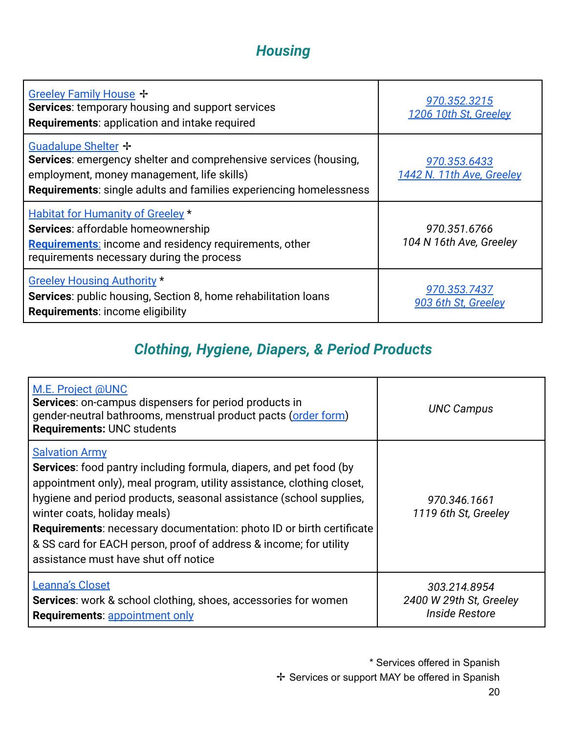## Housing

| | |
|---|---|
| Greeley Family House ✢<br>**Services**: temporary housing and support services<br>**Requirements**: application and intake required | *970.352.3215*<br>*1206 10th St, Greeley* |
| Guadalupe Shelter ✢<br>**Services**: emergency shelter and comprehensive services (housing, employment, money management, life skills)<br>**Requirements**: single adults and families experiencing homelessness | *970.353.6433*<br>*1442 N. 11th Ave, Greeley* |
| Habitat for Humanity of Greeley *<br>**Services**: affordable homeownership<br>**Requirements**: income and residency requirements, other requirements necessary during the process | *970.351.6766*<br>*104 N 16th Ave, Greeley* |
| Greeley Housing Authority *<br>**Services**: public housing, Section 8, home rehabilitation loans<br>**Requirements**: income eligibility | *970.353.7437*<br>*903 6th St, Greeley* |

## Clothing, Hygiene, Diapers, & Period Products

| | |
|---|---|
| M.E. Project @UNC<br>**Services**: on-campus dispensers for period products in gender-neutral bathrooms, menstrual product pacts (order form)<br>**Requirements:** UNC students | *UNC Campus* |
| Salvation Army<br>**Services**: food pantry including formula, diapers, and pet food (by appointment only), meal program, utility assistance, clothing closet, hygiene and period products, seasonal assistance (school supplies, winter coats, holiday meals)<br>**Requirements**: necessary documentation: photo ID or birth certificate & SS card for EACH person, proof of address & income; for utility assistance must have shut off notice | *970.346.1661*<br>*1119 6th St, Greeley* |
| Leanna's Closet<br>**Services**: work & school clothing, shoes, accessories for women<br>**Requirements**: appointment only | *303.214.8954*<br>*2400 W 29th St, Greeley*<br>*Inside Restore* |

\* Services offered in Spanish
✢ Services or support MAY be offered in Spanish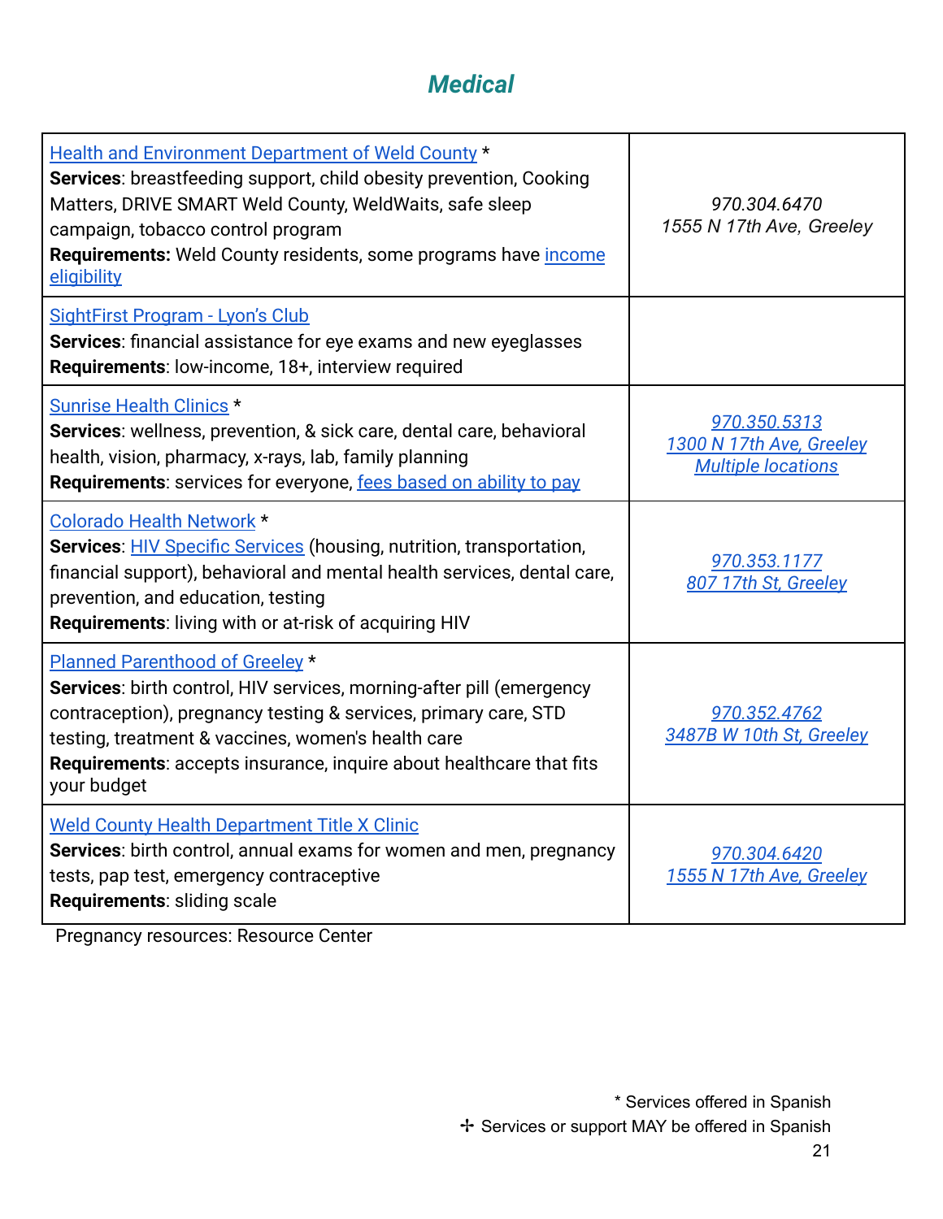## *Medical*

| | |
|---|---|
| Health and Environment Department of Weld County *<br>**Services**: breastfeeding support, child obesity prevention, Cooking Matters, DRIVE SMART Weld County, WeldWaits, safe sleep campaign, tobacco control program<br>**Requirements:** Weld County residents, some programs have income eligibility | *970.304.6470*<br>*1555 N 17th Ave, Greeley* |
| SightFirst Program - Lyon's Club<br>**Services**: financial assistance for eye exams and new eyeglasses<br>**Requirements**: low-income, 18+, interview required | |
| Sunrise Health Clinics *<br>**Services**: wellness, prevention, & sick care, dental care, behavioral health, vision, pharmacy, x-rays, lab, family planning<br>**Requirements**: services for everyone, fees based on ability to pay | *970.350.5313*<br>*1300 N 17th Ave, Greeley*<br>*Multiple locations* |
| Colorado Health Network *<br>**Services**: HIV Specific Services (housing, nutrition, transportation, financial support), behavioral and mental health services, dental care, prevention, and education, testing<br>**Requirements**: living with or at-risk of acquiring HIV | *970.353.1177*<br>*807 17th St, Greeley* |
| Planned Parenthood of Greeley *<br>**Services**: birth control, HIV services, morning-after pill (emergency contraception), pregnancy testing & services, primary care, STD testing, treatment & vaccines, women's health care<br>**Requirements**: accepts insurance, inquire about healthcare that fits your budget | *970.352.4762*<br>*3487B W 10th St, Greeley* |
| Weld County Health Department Title X Clinic<br>**Services**: birth control, annual exams for women and men, pregnancy tests, pap test, emergency contraceptive<br>**Requirements**: sliding scale | *970.304.6420*<br>*1555 N 17th Ave, Greeley* |

Pregnancy resources: Resource Center

\* Services offered in Spanish
✢ Services or support MAY be offered in Spanish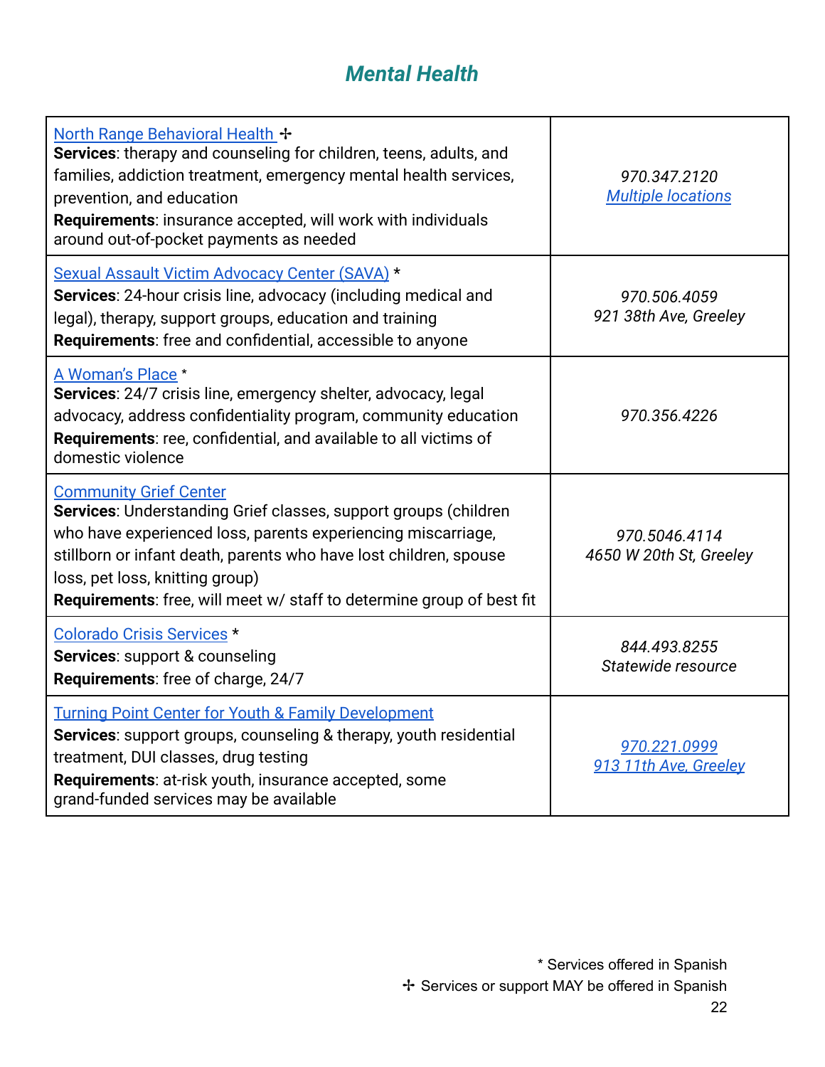## *Mental Health*

| | |
|---|---|
| North Range Behavioral Health ✢<br>**Services**: therapy and counseling for children, teens, adults, and families, addiction treatment, emergency mental health services, prevention, and education<br>**Requirements**: insurance accepted, will work with individuals around out-of-pocket payments as needed | *970.347.2120*<br>*Multiple locations* |
| Sexual Assault Victim Advocacy Center (SAVA) *<br>**Services**: 24-hour crisis line, advocacy (including medical and legal), therapy, support groups, education and training<br>**Requirements**: free and confidential, accessible to anyone | *970.506.4059*<br>*921 38th Ave, Greeley* |
| A Woman's Place *<br>**Services**: 24/7 crisis line, emergency shelter, advocacy, legal advocacy, address confidentiality program, community education<br>**Requirements**: ree, confidential, and available to all victims of domestic violence | *970.356.4226* |
| Community Grief Center<br>**Services**: Understanding Grief classes, support groups (children who have experienced loss, parents experiencing miscarriage, stillborn or infant death, parents who have lost children, spouse loss, pet loss, knitting group)<br>**Requirements**: free, will meet w/ staff to determine group of best fit | *970.5046.4114*<br>*4650 W 20th St, Greeley* |
| Colorado Crisis Services *<br>**Services**: support & counseling<br>**Requirements**: free of charge, 24/7 | *844.493.8255*<br>*Statewide resource* |
| Turning Point Center for Youth & Family Development<br>**Services**: support groups, counseling & therapy, youth residential treatment, DUI classes, drug testing<br>**Requirements**: at-risk youth, insurance accepted, some grand-funded services may be available | *970.221.0999*<br>*913 11th Ave, Greeley* |

\* Services offered in Spanish
✢ Services or support MAY be offered in Spanish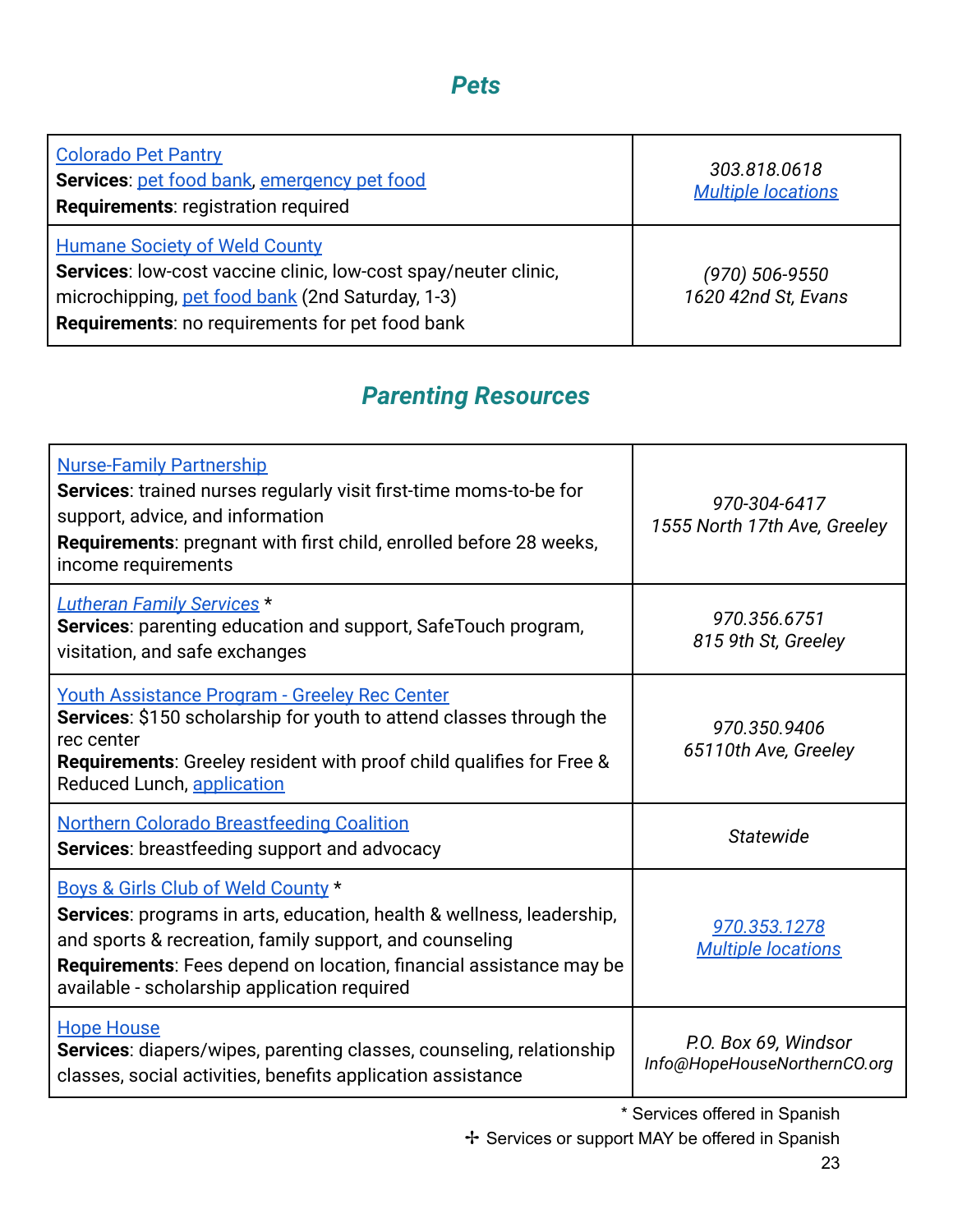## *Pets*

| | |
|---|---|
| Colorado Pet Pantry<br>**Services**: pet food bank, emergency pet food<br>**Requirements**: registration required | *303.818.0618*<br>*Multiple locations* |
| Humane Society of Weld County<br>**Services**: low-cost vaccine clinic, low-cost spay/neuter clinic, microchipping, pet food bank (2nd Saturday, 1-3)<br>**Requirements**: no requirements for pet food bank | *(970) 506-9550*<br>*1620 42nd St, Evans* |

## *Parenting Resources*

| | |
|---|---|
| Nurse-Family Partnership<br>**Services**: trained nurses regularly visit first-time moms-to-be for support, advice, and information<br>**Requirements**: pregnant with first child, enrolled before 28 weeks, income requirements | *970-304-6417*<br>*1555 North 17th Ave, Greeley* |
| *Lutheran Family Services* *<br>**Services**: parenting education and support, SafeTouch program, visitation, and safe exchanges | *970.356.6751*<br>*815 9th St, Greeley* |
| Youth Assistance Program - Greeley Rec Center<br>**Services**: $150 scholarship for youth to attend classes through the rec center<br>**Requirements**: Greeley resident with proof child qualifies for Free & Reduced Lunch, application | *970.350.9406*<br>*65110th Ave, Greeley* |
| Northern Colorado Breastfeeding Coalition<br>**Services**: breastfeeding support and advocacy | *Statewide* |
| Boys & Girls Club of Weld County *<br>**Services**: programs in arts, education, health & wellness, leadership, and sports & recreation, family support, and counseling<br>**Requirements**: Fees depend on location, financial assistance may be available - scholarship application required | *970.353.1278*<br>*Multiple locations* |
| Hope House<br>**Services**: diapers/wipes, parenting classes, counseling, relationship classes, social activities, benefits application assistance | *P.O. Box 69, Windsor*<br>*Info@HopeHouseNorthernCO.org* |

\* Services offered in Spanish

✢ Services or support MAY be offered in Spanish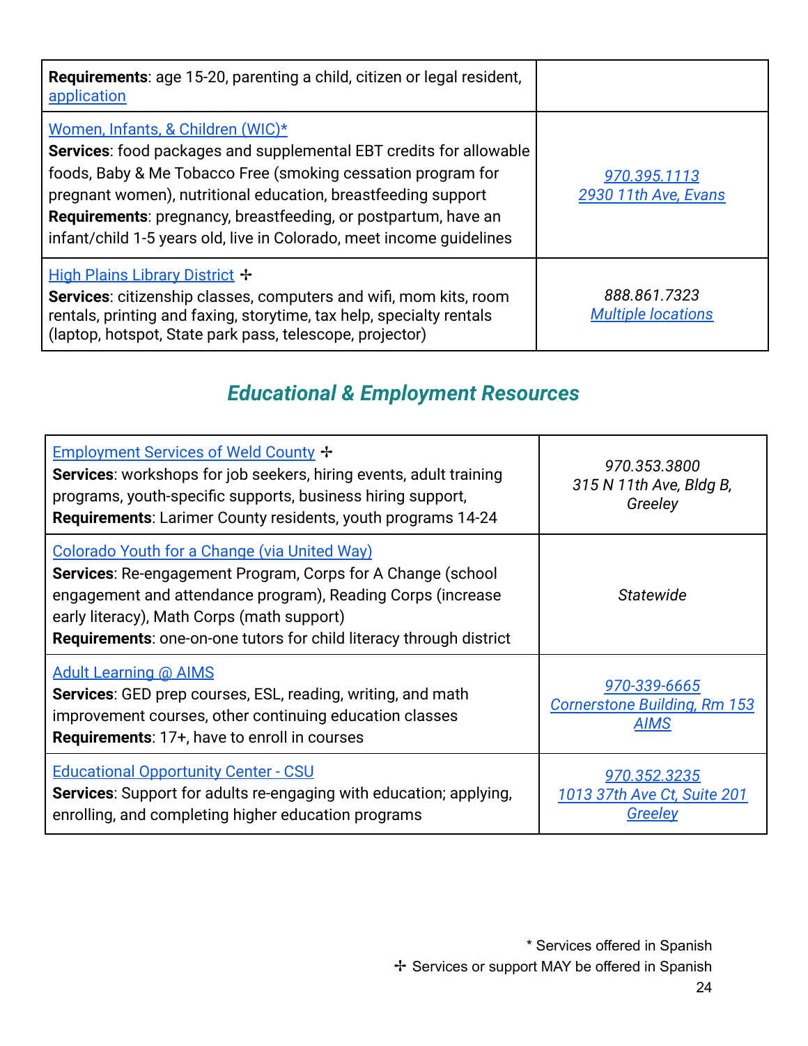| | |
|---|---|
| **Requirements**: age 15-20, parenting a child, citizen or legal resident, application | |
| Women, Infants, & Children (WIC)*<br>**Services**: food packages and supplemental EBT credits for allowable foods, Baby & Me Tobacco Free (smoking cessation program for pregnant women), nutritional education, breastfeeding support<br>**Requirements**: pregnancy, breastfeeding, or postpartum, have an infant/child 1-5 years old, live in Colorado, meet income guidelines | *970.395.1113*<br>*2930 11th Ave, Evans* |
| High Plains Library District ✢<br>**Services**: citizenship classes, computers and wifi, mom kits, room rentals, printing and faxing, storytime, tax help, specialty rentals (laptop, hotspot, State park pass, telescope, projector) | *888.861.7323*<br>*Multiple locations* |

## Educational & Employment Resources

| | |
|---|---|
| Employment Services of Weld County ✢<br>**Services**: workshops for job seekers, hiring events, adult training programs, youth-specific supports, business hiring support,<br>**Requirements**: Larimer County residents, youth programs 14-24 | *970.353.3800*<br>*315 N 11th Ave, Bldg B, Greeley* |
| Colorado Youth for a Change (via United Way)<br>**Services**: Re-engagement Program, Corps for A Change (school engagement and attendance program), Reading Corps (increase early literacy), Math Corps (math support)<br>**Requirements**: one-on-one tutors for child literacy through district | *Statewide* |
| Adult Learning @ AIMS<br>**Services**: GED prep courses, ESL, reading, writing, and math improvement courses, other continuing education classes<br>**Requirements**: 17+, have to enroll in courses | *970-339-6665*<br>*Cornerstone Building, Rm 153 AIMS* |
| Educational Opportunity Center - CSU<br>**Services**: Support for adults re-engaging with education; applying, enrolling, and completing higher education programs | *970.352.3235*<br>*1013 37th Ave Ct, Suite 201 Greeley* |

\* Services offered in Spanish
✢ Services or support MAY be offered in Spanish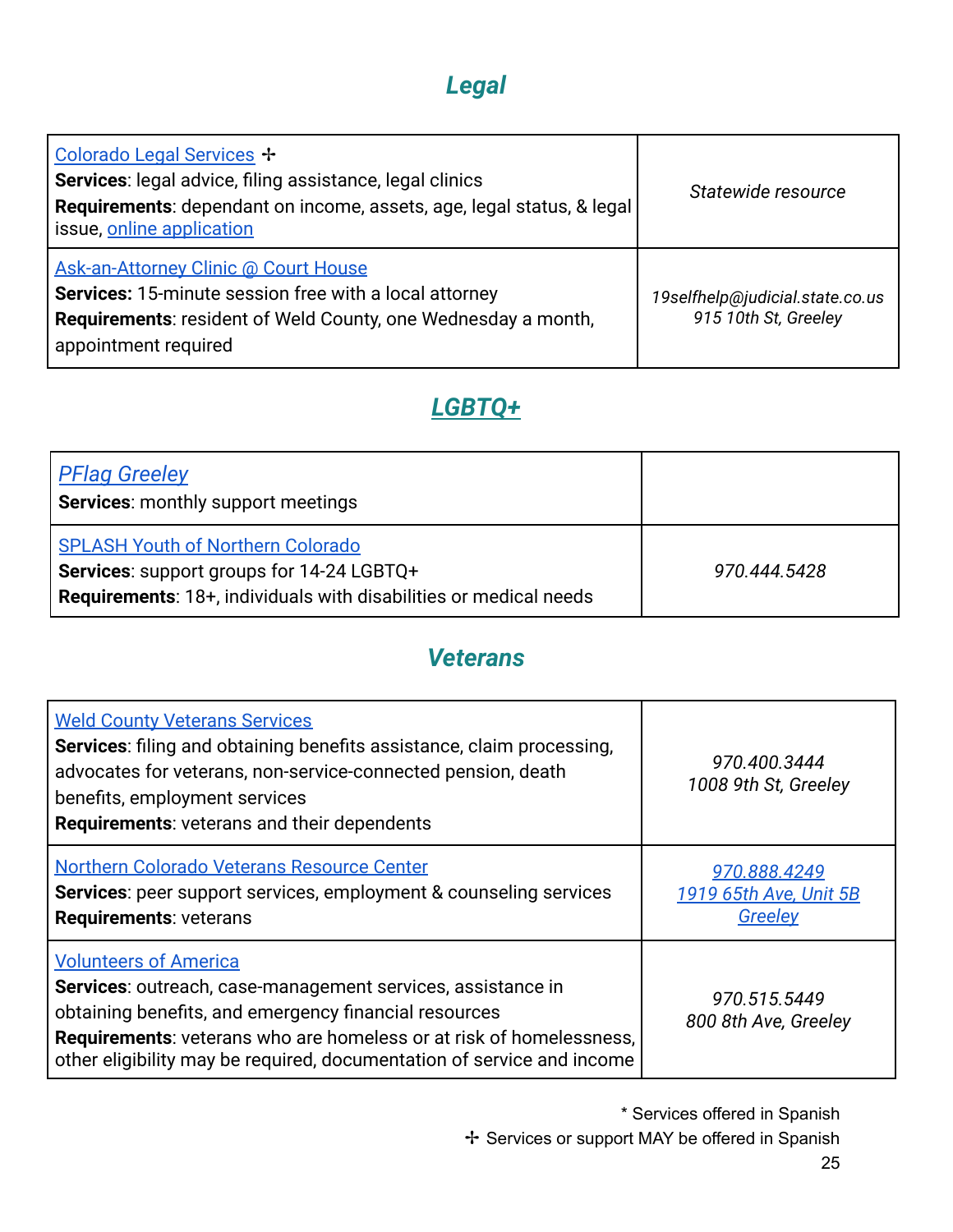## Legal

| | |
|---|---|
| Colorado Legal Services ✢<br>**Services**: legal advice, filing assistance, legal clinics<br>**Requirements**: dependant on income, assets, age, legal status, & legal issue, online application | *Statewide resource* |
| Ask-an-Attorney Clinic @ Court House<br>**Services:** 15-minute session free with a local attorney<br>**Requirements**: resident of Weld County, one Wednesday a month, appointment required | *19selfhelp@judicial.state.co.us*<br>*915 10th St, Greeley* |

## LGBTQ+

| | |
|---|---|
| *PFlag Greeley*<br>**Services**: monthly support meetings | |
| SPLASH Youth of Northern Colorado<br>**Services**: support groups for 14-24 LGBTQ+<br>**Requirements**: 18+, individuals with disabilities or medical needs | *970.444.5428* |

## Veterans

| | |
|---|---|
| Weld County Veterans Services<br>**Services**: filing and obtaining benefits assistance, claim processing, advocates for veterans, non-service-connected pension, death benefits, employment services<br>**Requirements**: veterans and their dependents | *970.400.3444*<br>*1008 9th St, Greeley* |
| Northern Colorado Veterans Resource Center<br>**Services**: peer support services, employment & counseling services<br>**Requirements**: veterans | *970.888.4249*<br>*1919 65th Ave, Unit 5B Greeley* |
| Volunteers of America<br>**Services**: outreach, case-management services, assistance in obtaining benefits, and emergency financial resources<br>**Requirements**: veterans who are homeless or at risk of homelessness, other eligibility may be required, documentation of service and income | *970.515.5449*<br>*800 8th Ave, Greeley* |

\* Services offered in Spanish

✢ Services or support MAY be offered in Spanish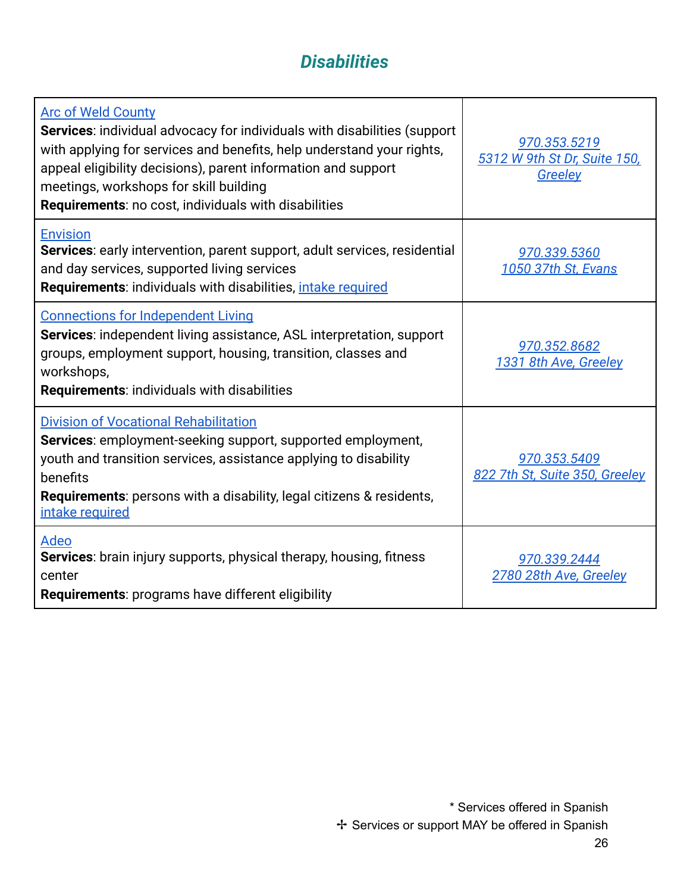## *Disabilities*

| | |
|---|---|
| Arc of Weld County<br>**Services**: individual advocacy for individuals with disabilities (support with applying for services and benefits, help understand your rights, appeal eligibility decisions), parent information and support meetings, workshops for skill building<br>**Requirements**: no cost, individuals with disabilities | *970.353.5219*<br>*5312 W 9th St Dr, Suite 150, Greeley* |
| Envision<br>**Services**: early intervention, parent support, adult services, residential and day services, supported living services<br>**Requirements**: individuals with disabilities, intake required | *970.339.5360*<br>*1050 37th St, Evans* |
| Connections for Independent Living<br>**Services**: independent living assistance, ASL interpretation, support groups, employment support, housing, transition, classes and workshops,<br>**Requirements**: individuals with disabilities | *970.352.8682*<br>*1331 8th Ave, Greeley* |
| Division of Vocational Rehabilitation<br>**Services**: employment-seeking support, supported employment, youth and transition services, assistance applying to disability benefits<br>**Requirements**: persons with a disability, legal citizens & residents, intake required | *970.353.5409*<br>*822 7th St, Suite 350, Greeley* |
| Adeo<br>**Services**: brain injury supports, physical therapy, housing, fitness center<br>**Requirements**: programs have different eligibility | *970.339.2444*<br>*2780 28th Ave, Greeley* |

\* Services offered in Spanish
✢ Services or support MAY be offered in Spanish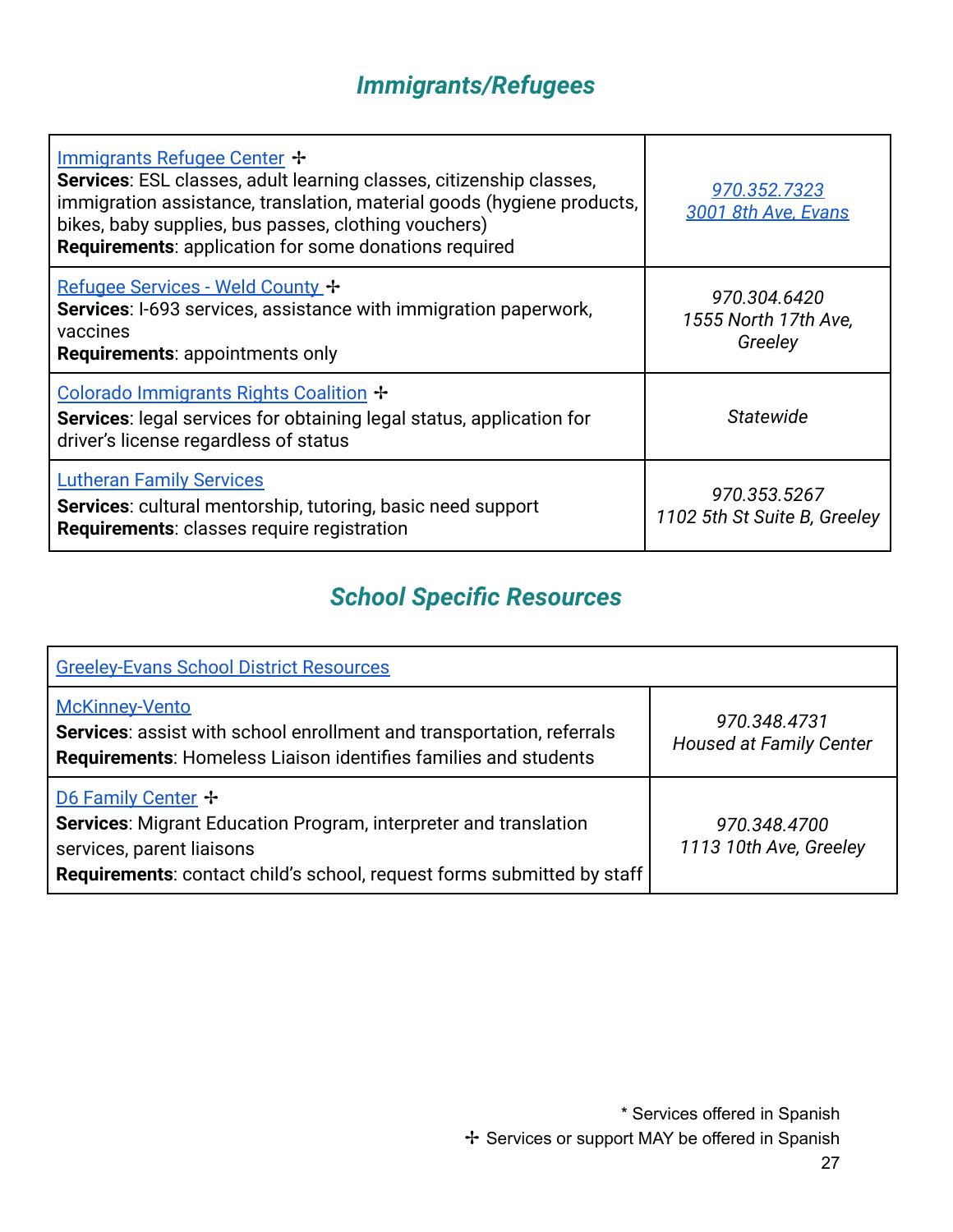## *Immigrants/Refugees*

| | |
|---|---|
| Immigrants Refugee Center ✢<br>**Services**: ESL classes, adult learning classes, citizenship classes, immigration assistance, translation, material goods (hygiene products, bikes, baby supplies, bus passes, clothing vouchers)<br>**Requirements**: application for some donations required | *970.352.7323*<br>*3001 8th Ave, Evans* |
| Refugee Services - Weld County ✢<br>**Services**: I-693 services, assistance with immigration paperwork, vaccines<br>**Requirements**: appointments only | *970.304.6420*<br>*1555 North 17th Ave, Greeley* |
| Colorado Immigrants Rights Coalition ✢<br>**Services**: legal services for obtaining legal status, application for driver's license regardless of status | *Statewide* |
| Lutheran Family Services<br>**Services**: cultural mentorship, tutoring, basic need support<br>**Requirements**: classes require registration | *970.353.5267*<br>*1102 5th St Suite B, Greeley* |

## *School Specific Resources*

| Greeley-Evans School District Resources | |
|---|---|
| McKinney-Vento<br>**Services**: assist with school enrollment and transportation, referrals<br>**Requirements**: Homeless Liaison identifies families and students | *970.348.4731*<br>*Housed at Family Center* |
| D6 Family Center ✢<br>**Services**: Migrant Education Program, interpreter and translation services, parent liaisons<br>**Requirements**: contact child's school, request forms submitted by staff | *970.348.4700*<br>*1113 10th Ave, Greeley* |

\* Services offered in Spanish
✢ Services or support MAY be offered in Spanish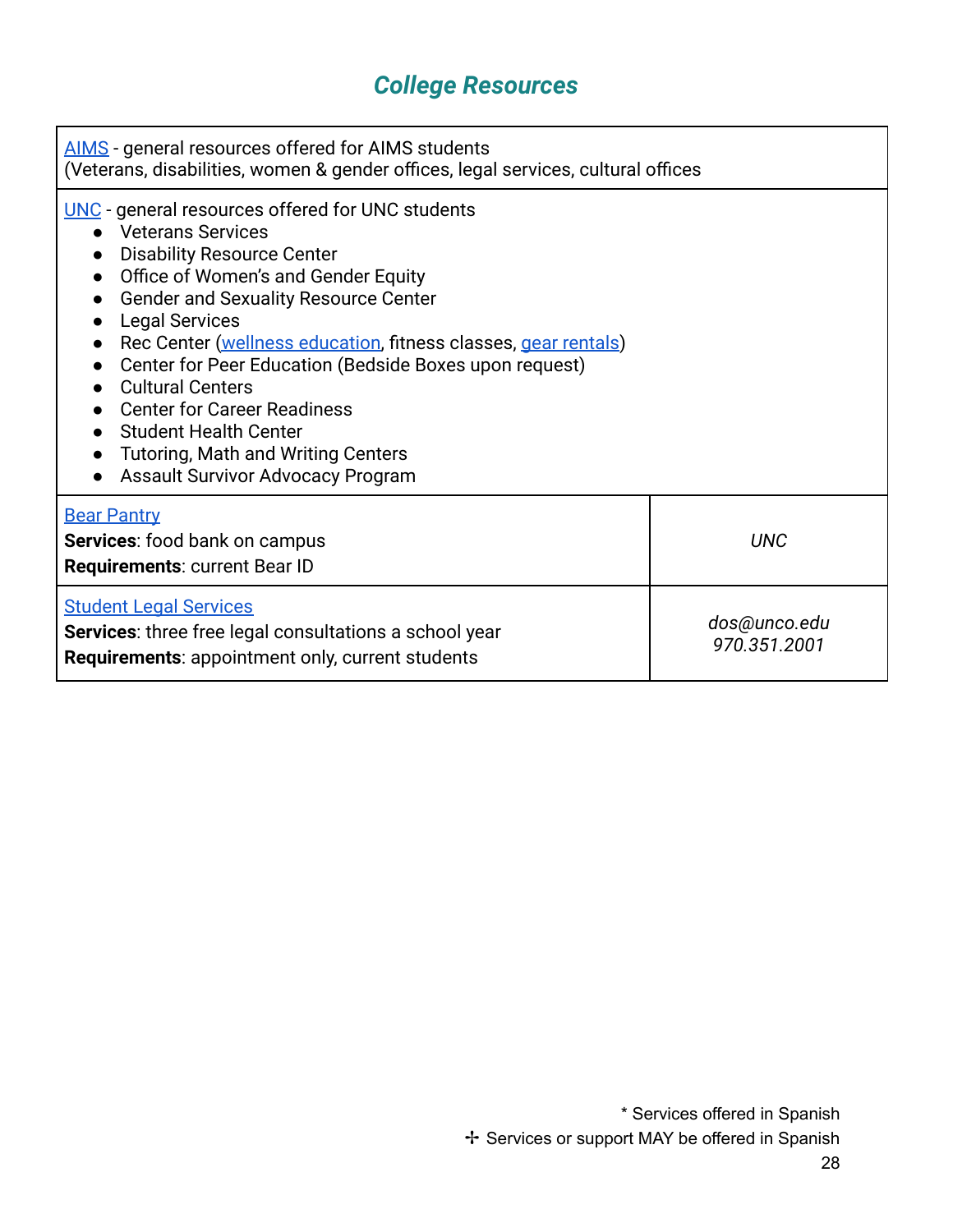## *College Resources*

| | |
|---|---|
| AIMS - general resources offered for AIMS students<br>(Veterans, disabilities, women & gender offices, legal services, cultural offices | |
| UNC - general resources offered for UNC students<br>● Veterans Services<br>● Disability Resource Center<br>● Office of Women's and Gender Equity<br>● Gender and Sexuality Resource Center<br>● Legal Services<br>● Rec Center (wellness education, fitness classes, gear rentals)<br>● Center for Peer Education (Bedside Boxes upon request)<br>● Cultural Centers<br>● Center for Career Readiness<br>● Student Health Center<br>● Tutoring, Math and Writing Centers<br>● Assault Survivor Advocacy Program | |
| Bear Pantry<br>**Services**: food bank on campus<br>**Requirements**: current Bear ID | *UNC* |
| Student Legal Services<br>**Services**: three free legal consultations a school year<br>**Requirements**: appointment only, current students | *dos@unco.edu*<br>*970.351.2001* |

\* Services offered in Spanish

✢ Services or support MAY be offered in Spanish